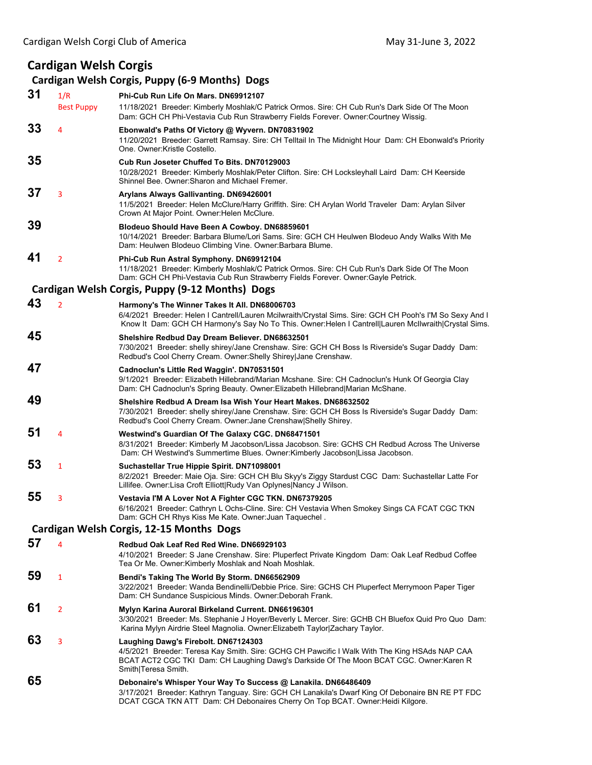# Cardigan Welsh Corgis

## Cardigan Welsh Corgis, Puppy (6-9 Months) Dogs

**31** 1/R Best Puppy
**Phi-Cub Run Life On Mars. DN69912107**
11/18/2021 Breeder: Kimberly Moshlak/C Patrick Ormos. Sire: CH Cub Run's Dark Side Of The Moon Dam: GCH CH Phi-Vestavia Cub Run Strawberry Fields Forever. Owner:Courtney Wissig.

**33** 4
**Ebonwald's Paths Of Victory @ Wyvern. DN70831902**
11/20/2021 Breeder: Garrett Ramsay. Sire: CH Telltail In The Midnight Hour Dam: CH Ebonwald's Priority One. Owner:Kristle Costello.

**35**
**Cub Run Joseter Chuffed To Bits. DN70129003**
10/28/2021 Breeder: Kimberly Moshlak/Peter Clifton. Sire: CH Locksleyhall Laird Dam: CH Keerside Shinnel Bee. Owner:Sharon and Michael Fremer.

**37** 3
**Arylans Always Gallivanting. DN69426001**
11/5/2021 Breeder: Helen McClure/Harry Griffith. Sire: CH Arylan World Traveler Dam: Arylan Silver Crown At Major Point. Owner:Helen McClure.

**39**
**Blodeuo Should Have Been A Cowboy. DN68859601**
10/14/2021 Breeder: Barbara Blume/Lori Sams. Sire: GCH CH Heulwen Blodeuo Andy Walks With Me Dam: Heulwen Blodeuo Climbing Vine. Owner:Barbara Blume.

**41** 2
**Phi-Cub Run Astral Symphony. DN69912104**
11/18/2021 Breeder: Kimberly Moshlak/C Patrick Ormos. Sire: CH Cub Run's Dark Side Of The Moon Dam: GCH CH Phi-Vestavia Cub Run Strawberry Fields Forever. Owner:Gayle Petrick.

## Cardigan Welsh Corgis, Puppy (9-12 Months) Dogs

**43** 2
**Harmony's The Winner Takes It All. DN68006703**
6/4/2021 Breeder: Helen I Cantrell/Lauren Mcilwraith/Crystal Sims. Sire: GCH CH Pooh's I'M So Sexy And I Know It Dam: GCH CH Harmony's Say No To This. Owner:Helen I Cantrell|Lauren McIlwraith|Crystal Sims.

**45**
**Shelshire Redbud Day Dream Believer. DN68632501**
7/30/2021 Breeder: shelly shirey/Jane Crenshaw. Sire: GCH CH Boss Is Riverside's Sugar Daddy Dam: Redbud's Cool Cherry Cream. Owner:Shelly Shirey|Jane Crenshaw.

**47**
**Cadnoclun's Little Red Waggin'. DN70531501**
9/1/2021 Breeder: Elizabeth Hillebrand/Marian Mcshane. Sire: CH Cadnoclun's Hunk Of Georgia Clay Dam: CH Cadnoclun's Spring Beauty. Owner:Elizabeth Hillebrand|Marian McShane.

**49**
**Shelshire Redbud A Dream Isa Wish Your Heart Makes. DN68632502**
7/30/2021 Breeder: shelly shirey/Jane Crenshaw. Sire: GCH CH Boss Is Riverside's Sugar Daddy Dam: Redbud's Cool Cherry Cream. Owner:Jane Crenshaw|Shelly Shirey.

**51** 4
**Westwind's Guardian Of The Galaxy CGC. DN68471501**
8/31/2021 Breeder: Kimberly M Jacobson/Lissa Jacobson. Sire: GCHS CH Redbud Across The Universe Dam: CH Westwind's Summertime Blues. Owner:Kimberly Jacobson|Lissa Jacobson.

**53** 1
**Suchastellar True Hippie Spirit. DN71098001**
8/2/2021 Breeder: Maie Oja. Sire: GCH CH Blu Skyy's Ziggy Stardust CGC Dam: Suchastellar Latte For Lillifee. Owner:Lisa Croft Elliott|Rudy Van Oplynes|Nancy J Wilson.

**55** 3
**Vestavia I'M A Lover Not A Fighter CGC TKN. DN67379205**
6/16/2021 Breeder: Cathryn L Ochs-Cline. Sire: CH Vestavia When Smokey Sings CA FCAT CGC TKN Dam: GCH CH Rhys Kiss Me Kate. Owner:Juan Taquechel .

## Cardigan Welsh Corgis, 12-15 Months Dogs

**57** 4
**Redbud Oak Leaf Red Red Wine. DN66929103**
4/10/2021 Breeder: S Jane Crenshaw. Sire: Pluperfect Private Kingdom Dam: Oak Leaf Redbud Coffee Tea Or Me. Owner:Kimberly Moshlak and Noah Moshlak.

**59** 1
**Bendi's Taking The World By Storm. DN66562909**
3/22/2021 Breeder: Wanda Bendinelli/Debbie Price. Sire: GCHS CH Pluperfect Merrymoon Paper Tiger Dam: CH Sundance Suspicious Minds. Owner:Deborah Frank.

**61** 2
**Mylyn Karina Auroral Birkeland Current. DN66196301**
3/30/2021 Breeder: Ms. Stephanie J Hoyer/Beverly L Mercer. Sire: GCHB CH Bluefox Quid Pro Quo Dam: Karina Mylyn Airdrie Steel Magnolia. Owner:Elizabeth Taylor|Zachary Taylor.

**63** 3
**Laughing Dawg's Firebolt. DN67124303**
4/5/2021 Breeder: Teresa Kay Smith. Sire: GCHG CH Pawcific I Walk With The King HSAds NAP CAA BCAT ACT2 CGC TKI Dam: CH Laughing Dawg's Darkside Of The Moon BCAT CGC. Owner:Karen R Smith|Teresa Smith.

**65**
**Debonaire's Whisper Your Way To Success @ Lanakila. DN66486409**
3/17/2021 Breeder: Kathryn Tanguay. Sire: GCH CH Lanakila's Dwarf King Of Debonaire BN RE PT FDC DCAT CGCA TKN ATT Dam: CH Debonaires Cherry On Top BCAT. Owner:Heidi Kilgore.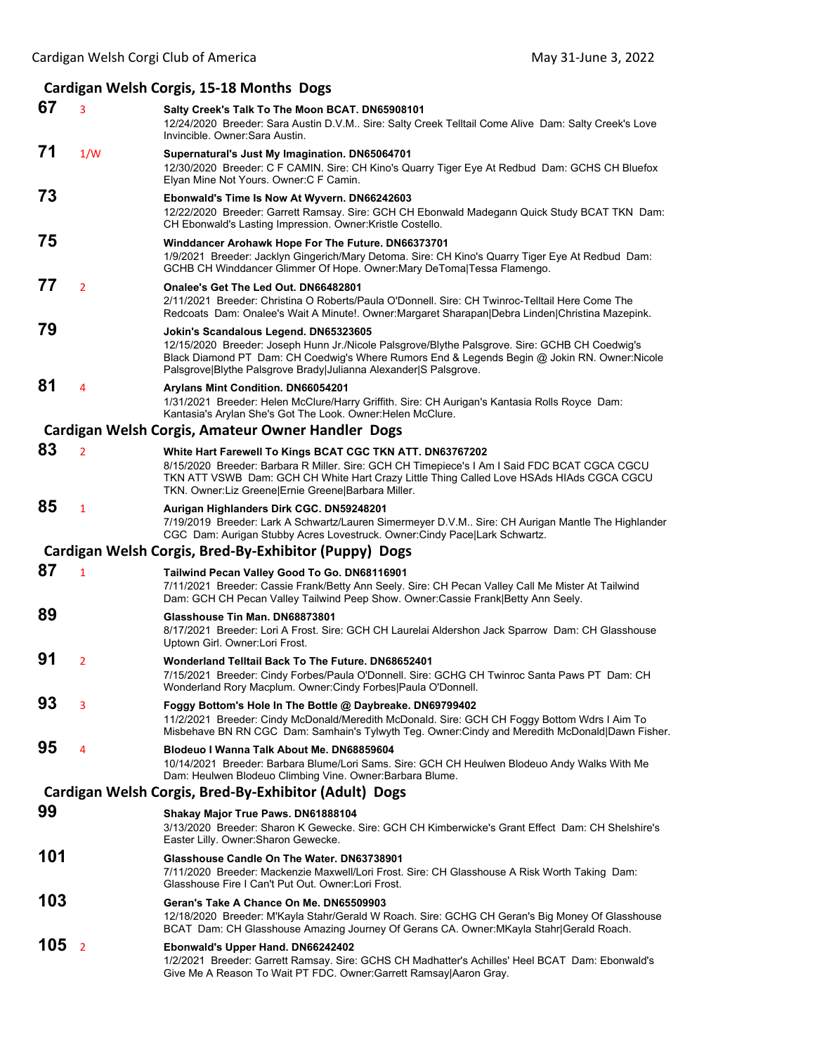## Cardigan Welsh Corgis, 15-18 Months Dogs

**67** 3 **Salty Creek's Talk To The Moon BCAT. DN65908101**
12/24/2020 Breeder: Sara Austin D.V.M.. Sire: Salty Creek Telltail Come Alive Dam: Salty Creek's Love Invincible. Owner:Sara Austin.

**71** 1/W **Supernatural's Just My Imagination. DN65064701**
12/30/2020 Breeder: C F CAMIN. Sire: CH Kino's Quarry Tiger Eye At Redbud Dam: GCHS CH Bluefox Elyan Mine Not Yours. Owner:C F Camin.

**73** **Ebonwald's Time Is Now At Wyvern. DN66242603**
12/22/2020 Breeder: Garrett Ramsay. Sire: GCH CH Ebonwald Madegann Quick Study BCAT TKN Dam: CH Ebonwald's Lasting Impression. Owner:Kristle Costello.

**75** **Winddancer Arohawk Hope For The Future. DN66373701**
1/9/2021 Breeder: Jacklyn Gingerich/Mary Detoma. Sire: CH Kino's Quarry Tiger Eye At Redbud Dam: GCHB CH Winddancer Glimmer Of Hope. Owner:Mary DeToma|Tessa Flamengo.

**77** 2 **Onalee's Get The Led Out. DN66482801**
2/11/2021 Breeder: Christina O Roberts/Paula O'Donnell. Sire: CH Twinroc-Telltail Here Come The Redcoats Dam: Onalee's Wait A Minute!. Owner:Margaret Sharapan|Debra Linden|Christina Mazepink.

**79** **Jokin's Scandalous Legend. DN65323605**
12/15/2020 Breeder: Joseph Hunn Jr./Nicole Palsgrove/Blythe Palsgrove. Sire: GCHB CH Coedwig's Black Diamond PT Dam: CH Coedwig's Where Rumors End & Legends Begin @ Jokin RN. Owner:Nicole Palsgrove|Blythe Palsgrove Brady|Julianna Alexander|S Palsgrove.

**81** 4 **Arylans Mint Condition. DN66054201**
1/31/2021 Breeder: Helen McClure/Harry Griffith. Sire: CH Aurigan's Kantasia Rolls Royce Dam: Kantasia's Arylan She's Got The Look. Owner:Helen McClure.

## Cardigan Welsh Corgis, Amateur Owner Handler Dogs

**83** 2 **White Hart Farewell To Kings BCAT CGC TKN ATT. DN63767202**
8/15/2020 Breeder: Barbara R Miller. Sire: GCH CH Timepiece's I Am I Said FDC BCAT CGCA CGCU TKN ATT VSWB Dam: GCH CH White Hart Crazy Little Thing Called Love HSAds HIAds CGCA CGCU TKN. Owner:Liz Greene|Ernie Greene|Barbara Miller.

**85** 1 **Aurigan Highlanders Dirk CGC. DN59248201**
7/19/2019 Breeder: Lark A Schwartz/Lauren Simermeyer D.V.M.. Sire: CH Aurigan Mantle The Highlander CGC Dam: Aurigan Stubby Acres Lovestruck. Owner:Cindy Pace|Lark Schwartz.

## Cardigan Welsh Corgis, Bred-By-Exhibitor (Puppy) Dogs

**87** 1 **Tailwind Pecan Valley Good To Go. DN68116901**
7/11/2021 Breeder: Cassie Frank/Betty Ann Seely. Sire: CH Pecan Valley Call Me Mister At Tailwind Dam: GCH CH Pecan Valley Tailwind Peep Show. Owner:Cassie Frank|Betty Ann Seely.

**89** **Glasshouse Tin Man. DN68873801**
8/17/2021 Breeder: Lori A Frost. Sire: GCH CH Laurelai Aldershon Jack Sparrow Dam: CH Glasshouse Uptown Girl. Owner:Lori Frost.

**91** 2 **Wonderland Telltail Back To The Future. DN68652401**
7/15/2021 Breeder: Cindy Forbes/Paula O'Donnell. Sire: GCHG CH Twinroc Santa Paws PT Dam: CH Wonderland Rory Macplum. Owner:Cindy Forbes|Paula O'Donnell.

**93** 3 **Foggy Bottom's Hole In The Bottle @ Daybreake. DN69799402**
11/2/2021 Breeder: Cindy McDonald/Meredith McDonald. Sire: GCH CH Foggy Bottom Wdrs I Aim To Misbehave BN RN CGC Dam: Samhain's Tylwyth Teg. Owner:Cindy and Meredith McDonald|Dawn Fisher.

**95** 4 **Blodeuo I Wanna Talk About Me. DN68859604**
10/14/2021 Breeder: Barbara Blume/Lori Sams. Sire: GCH CH Heulwen Blodeuo Andy Walks With Me Dam: Heulwen Blodeuo Climbing Vine. Owner:Barbara Blume.

## Cardigan Welsh Corgis, Bred-By-Exhibitor (Adult) Dogs

**99** **Shakay Major True Paws. DN61888104**
3/13/2020 Breeder: Sharon K Gewecke. Sire: GCH CH Kimberwicke's Grant Effect Dam: CH Shelshire's Easter Lilly. Owner:Sharon Gewecke.

**101** **Glasshouse Candle On The Water. DN63738901**
7/11/2020 Breeder: Mackenzie Maxwell/Lori Frost. Sire: CH Glasshouse A Risk Worth Taking Dam: Glasshouse Fire I Can't Put Out. Owner:Lori Frost.

**103** **Geran's Take A Chance On Me. DN65509903**
12/18/2020 Breeder: M'Kayla Stahr/Gerald W Roach. Sire: GCHG CH Geran's Big Money Of Glasshouse BCAT Dam: CH Glasshouse Amazing Journey Of Gerans CA. Owner:MKayla Stahr|Gerald Roach.

**105** 2 **Ebonwald's Upper Hand. DN66242402**
1/2/2021 Breeder: Garrett Ramsay. Sire: GCHS CH Madhatter's Achilles' Heel BCAT Dam: Ebonwald's Give Me A Reason To Wait PT FDC. Owner:Garrett Ramsay|Aaron Gray.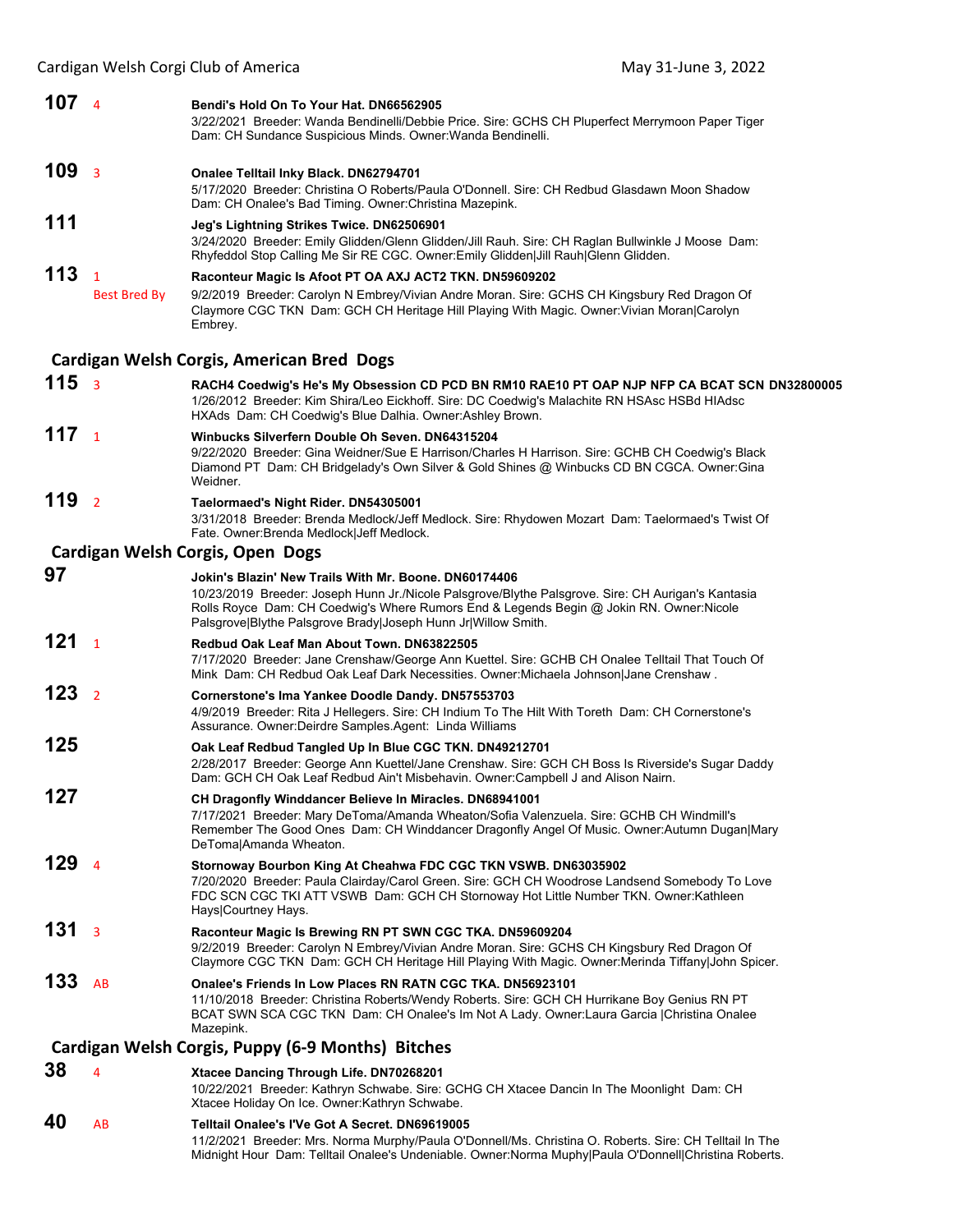**107** 4 **Bendi's Hold On To Your Hat. DN66562905**
3/22/2021 Breeder: Wanda Bendinelli/Debbie Price. Sire: GCHS CH Pluperfect Merrymoon Paper Tiger Dam: CH Sundance Suspicious Minds. Owner:Wanda Bendinelli.

**109** 3 **Onalee Telltail Inky Black. DN62794701**
5/17/2020 Breeder: Christina O Roberts/Paula O'Donnell. Sire: CH Redbud Glasdawn Moon Shadow Dam: CH Onalee's Bad Timing. Owner:Christina Mazepink.

**111** **Jeg's Lightning Strikes Twice. DN62506901**
3/24/2020 Breeder: Emily Glidden/Glenn Glidden/Jill Rauh. Sire: CH Raglan Bullwinkle J Moose Dam: Rhyfeddol Stop Calling Me Sir RE CGC. Owner:Emily Glidden|Jill Rauh|Glenn Glidden.

**113** 1 Best Bred By **Raconteur Magic Is Afoot PT OA AXJ ACT2 TKN. DN59609202**
9/2/2019 Breeder: Carolyn N Embrey/Vivian Andre Moran. Sire: GCHS CH Kingsbury Red Dragon Of Claymore CGC TKN Dam: GCH CH Heritage Hill Playing With Magic. Owner:Vivian Moran|Carolyn Embrey.

## Cardigan Welsh Corgis, American Bred Dogs

**115** 3 **RACH4 Coedwig's He's My Obsession CD PCD BN RM10 RAE10 PT OAP NJP NFP CA BCAT SCN DN32800005**
1/26/2012 Breeder: Kim Shira/Leo Eickhoff. Sire: DC Coedwig's Malachite RN HSAsc HSBd HIAdsc HXAds Dam: CH Coedwig's Blue Dalhia. Owner:Ashley Brown.

**117** 1 **Winbucks Silverfern Double Oh Seven. DN64315204**
9/22/2020 Breeder: Gina Weidner/Sue E Harrison/Charles H Harrison. Sire: GCHB CH Coedwig's Black Diamond PT Dam: CH Bridgelady's Own Silver & Gold Shines @ Winbucks CD BN CGCA. Owner:Gina Weidner.

**119** 2 **Taelormaed's Night Rider. DN54305001**
3/31/2018 Breeder: Brenda Medlock/Jeff Medlock. Sire: Rhydowen Mozart Dam: Taelormaed's Twist Of Fate. Owner:Brenda Medlock|Jeff Medlock.

## Cardigan Welsh Corgis, Open Dogs

**97** **Jokin's Blazin' New Trails With Mr. Boone. DN60174406**
10/23/2019 Breeder: Joseph Hunn Jr./Nicole Palsgrove/Blythe Palsgrove. Sire: CH Aurigan's Kantasia Rolls Royce Dam: CH Coedwig's Where Rumors End & Legends Begin @ Jokin RN. Owner:Nicole Palsgrove|Blythe Palsgrove Brady|Joseph Hunn Jr|Willow Smith.

**121** 1 **Redbud Oak Leaf Man About Town. DN63822505**
7/17/2020 Breeder: Jane Crenshaw/George Ann Kuettel. Sire: GCHB CH Onalee Telltail That Touch Of Mink Dam: CH Redbud Oak Leaf Dark Necessities. Owner:Michaela Johnson|Jane Crenshaw .

**123** 2 **Cornerstone's Ima Yankee Doodle Dandy. DN57553703**
4/9/2019 Breeder: Rita J Hellegers. Sire: CH Indium To The Hilt With Toreth Dam: CH Cornerstone's Assurance. Owner:Deirdre Samples.Agent: Linda Williams

**125** **Oak Leaf Redbud Tangled Up In Blue CGC TKN. DN49212701**
2/28/2017 Breeder: George Ann Kuettel/Jane Crenshaw. Sire: GCH CH Boss Is Riverside's Sugar Daddy Dam: GCH CH Oak Leaf Redbud Ain't Misbehavin. Owner:Campbell J and Alison Nairn.

**127** **CH Dragonfly Winddancer Believe In Miracles. DN68941001**
7/17/2021 Breeder: Mary DeToma/Amanda Wheaton/Sofia Valenzuela. Sire: GCHB CH Windmill's Remember The Good Ones Dam: CH Winddancer Dragonfly Angel Of Music. Owner:Autumn Dugan|Mary DeToma|Amanda Wheaton.

**129** 4 **Stornoway Bourbon King At Cheahwa FDC CGC TKN VSWB. DN63035902**
7/20/2020 Breeder: Paula Clairday/Carol Green. Sire: GCH CH Woodrose Landsend Somebody To Love FDC SCN CGC TKI ATT VSWB Dam: GCH CH Stornoway Hot Little Number TKN. Owner:Kathleen Hays|Courtney Hays.

**131** 3 **Raconteur Magic Is Brewing RN PT SWN CGC TKA. DN59609204**
9/2/2019 Breeder: Carolyn N Embrey/Vivian Andre Moran. Sire: GCHS CH Kingsbury Red Dragon Of Claymore CGC TKN Dam: GCH CH Heritage Hill Playing With Magic. Owner:Merinda Tiffany|John Spicer.

**133** AB **Onalee's Friends In Low Places RN RATN CGC TKA. DN56923101**
11/10/2018 Breeder: Christina Roberts/Wendy Roberts. Sire: GCH CH Hurrikane Boy Genius RN PT BCAT SWN SCA CGC TKN Dam: CH Onalee's Im Not A Lady. Owner:Laura Garcia |Christina Onalee Mazepink.

## Cardigan Welsh Corgis, Puppy (6-9 Months) Bitches

**38** 4 **Xtacee Dancing Through Life. DN70268201**
10/22/2021 Breeder: Kathryn Schwabe. Sire: GCHG CH Xtacee Dancin In The Moonlight Dam: CH Xtacee Holiday On Ice. Owner:Kathryn Schwabe.

**40** AB **Telltail Onalee's I'Ve Got A Secret. DN69619005**
11/2/2021 Breeder: Mrs. Norma Murphy/Paula O'Donnell/Ms. Christina O. Roberts. Sire: CH Telltail In The Midnight Hour Dam: Telltail Onalee's Undeniable. Owner:Norma Muphy|Paula O'Donnell|Christina Roberts.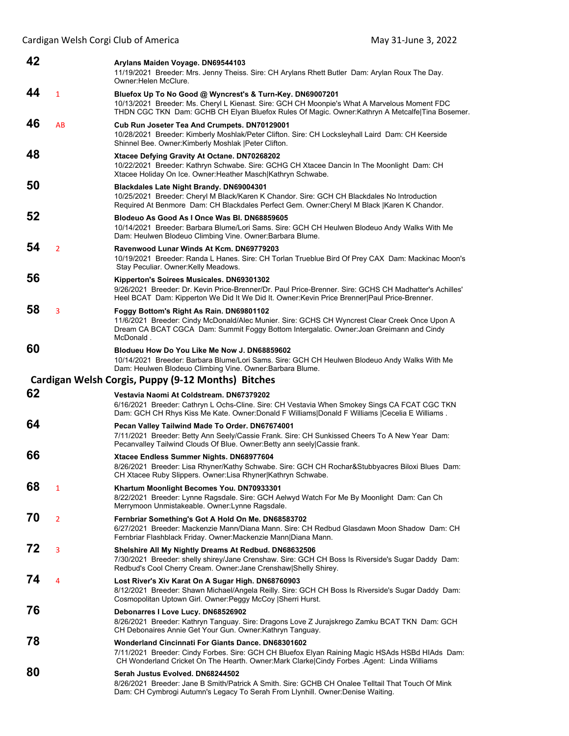**42** Arylans Maiden Voyage. DN69544103
11/19/2021 Breeder: Mrs. Jenny Theiss. Sire: CH Arylans Rhett Butler Dam: Arylan Roux The Day. Owner:Helen McClure.

**44** 1 **Bluefox Up To No Good @ Wyncrest's & Turn-Key. DN69007201**
10/13/2021 Breeder: Ms. Cheryl L Kienast. Sire: GCH CH Moonpie's What A Marvelous Moment FDC THDN CGC TKN Dam: GCHB CH Elyan Bluefox Rules Of Magic. Owner:Kathryn A Metcalfe|Tina Bosemer.

**46** AB **Cub Run Joseter Tea And Crumpets. DN70129001**
10/28/2021 Breeder: Kimberly Moshlak/Peter Clifton. Sire: CH Locksleyhall Laird Dam: CH Keerside Shinnel Bee. Owner:Kimberly Moshlak |Peter Clifton.

**48** **Xtacee Defying Gravity At Octane. DN70268202**
10/22/2021 Breeder: Kathryn Schwabe. Sire: GCHG CH Xtacee Dancin In The Moonlight Dam: CH Xtacee Holiday On Ice. Owner:Heather Masch|Kathryn Schwabe.

**50** **Blackdales Late Night Brandy. DN69004301**
10/25/2021 Breeder: Cheryl M Black/Karen K Chandor. Sire: GCH CH Blackdales No Introduction Required At Benmore Dam: CH Blackdales Perfect Gem. Owner:Cheryl M Black |Karen K Chandor.

**52** **Blodeuo As Good As I Once Was Bl. DN68859605**
10/14/2021 Breeder: Barbara Blume/Lori Sams. Sire: GCH CH Heulwen Blodeuo Andy Walks With Me Dam: Heulwen Blodeuo Climbing Vine. Owner:Barbara Blume.

**54** 2 **Ravenwood Lunar Winds At Kcm. DN69779203**
10/19/2021 Breeder: Randa L Hanes. Sire: CH Torlan Trueblue Bird Of Prey CAX Dam: Mackinac Moon's Stay Peculiar. Owner:Kelly Meadows.

**56** **Kipperton's Soirees Musicales. DN69301302**
9/26/2021 Breeder: Dr. Kevin Price-Brenner/Dr. Paul Price-Brenner. Sire: GCHS CH Madhatter's Achilles' Heel BCAT Dam: Kipperton We Did It We Did It. Owner:Kevin Price Brenner|Paul Price-Brenner.

**58** 3 **Foggy Bottom's Right As Rain. DN69801102**
11/6/2021 Breeder: Cindy McDonald/Alec Munier. Sire: GCHS CH Wyncrest Clear Creek Once Upon A Dream CA BCAT CGCA Dam: Summit Foggy Bottom Intergalatic. Owner:Joan Greimann and Cindy McDonald .

**60** **Blodueu How Do You Like Me Now J. DN68859602**
10/14/2021 Breeder: Barbara Blume/Lori Sams. Sire: GCH CH Heulwen Blodeuo Andy Walks With Me Dam: Heulwen Blodeuo Climbing Vine. Owner:Barbara Blume.

## Cardigan Welsh Corgis, Puppy (9-12 Months) Bitches

**62** **Vestavia Naomi At Coldstream. DN67379202**
6/16/2021 Breeder: Cathryn L Ochs-Cline. Sire: CH Vestavia When Smokey Sings CA FCAT CGC TKN Dam: GCH CH Rhys Kiss Me Kate. Owner:Donald F Williams|Donald F Williams |Cecelia E Williams .

**64** **Pecan Valley Tailwind Made To Order. DN67674001**
7/11/2021 Breeder: Betty Ann Seely/Cassie Frank. Sire: CH Sunkissed Cheers To A New Year Dam: Pecanvalley Tailwind Clouds Of Blue. Owner:Betty ann seely|Cassie frank.

**66** **Xtacee Endless Summer Nights. DN68977604**
8/26/2021 Breeder: Lisa Rhyner/Kathy Schwabe. Sire: GCH CH Rochar&Stubbyacres Biloxi Blues Dam: CH Xtacee Ruby Slippers. Owner:Lisa Rhyner|Kathryn Schwabe.

**68** 1 **Khartum Moonlight Becomes You. DN70933301**
8/22/2021 Breeder: Lynne Ragsdale. Sire: GCH Aelwyd Watch For Me By Moonlight Dam: Can Ch Merrymoon Unmistakeable. Owner:Lynne Ragsdale.

**70** 2 **Fernbriar Something's Got A Hold On Me. DN68583702**
6/27/2021 Breeder: Mackenzie Mann/Diana Mann. Sire: CH Redbud Glasdawn Moon Shadow Dam: CH Fernbriar Flashblack Friday. Owner:Mackenzie Mann|Diana Mann.

**72** 3 **Shelshire All My Nightly Dreams At Redbud. DN68632506**
7/30/2021 Breeder: shelly shirey/Jane Crenshaw. Sire: GCH CH Boss Is Riverside's Sugar Daddy Dam: Redbud's Cool Cherry Cream. Owner:Jane Crenshaw|Shelly Shirey.

**74** 4 **Lost River's Xiv Karat On A Sugar High. DN68760903**
8/12/2021 Breeder: Shawn Michael/Angela Reilly. Sire: GCH CH Boss Is Riverside's Sugar Daddy Dam: Cosmopolitan Uptown Girl. Owner:Peggy McCoy |Sherri Hurst.

**76** **Debonarres I Love Lucy. DN68526902**
8/26/2021 Breeder: Kathryn Tanguay. Sire: Dragons Love Z Jurajskrego Zamku BCAT TKN Dam: GCH CH Debonaires Annie Get Your Gun. Owner:Kathryn Tanguay.

**78** **Wonderland Cincinnati For Giants Dance. DN68301602**
7/11/2021 Breeder: Cindy Forbes. Sire: GCH CH Bluefox Elyan Raining Magic HSAds HSBd HIAds Dam: CH Wonderland Cricket On The Hearth. Owner:Mark Clarke|Cindy Forbes .Agent: Linda Williams

**80** **Serah Justus Evolved. DN68244502**
8/26/2021 Breeder: Jane B Smith/Patrick A Smith. Sire: GCHB CH Onalee Telltail That Touch Of Mink Dam: CH Cymbrogi Autumn's Legacy To Serah From Llynhill. Owner:Denise Waiting.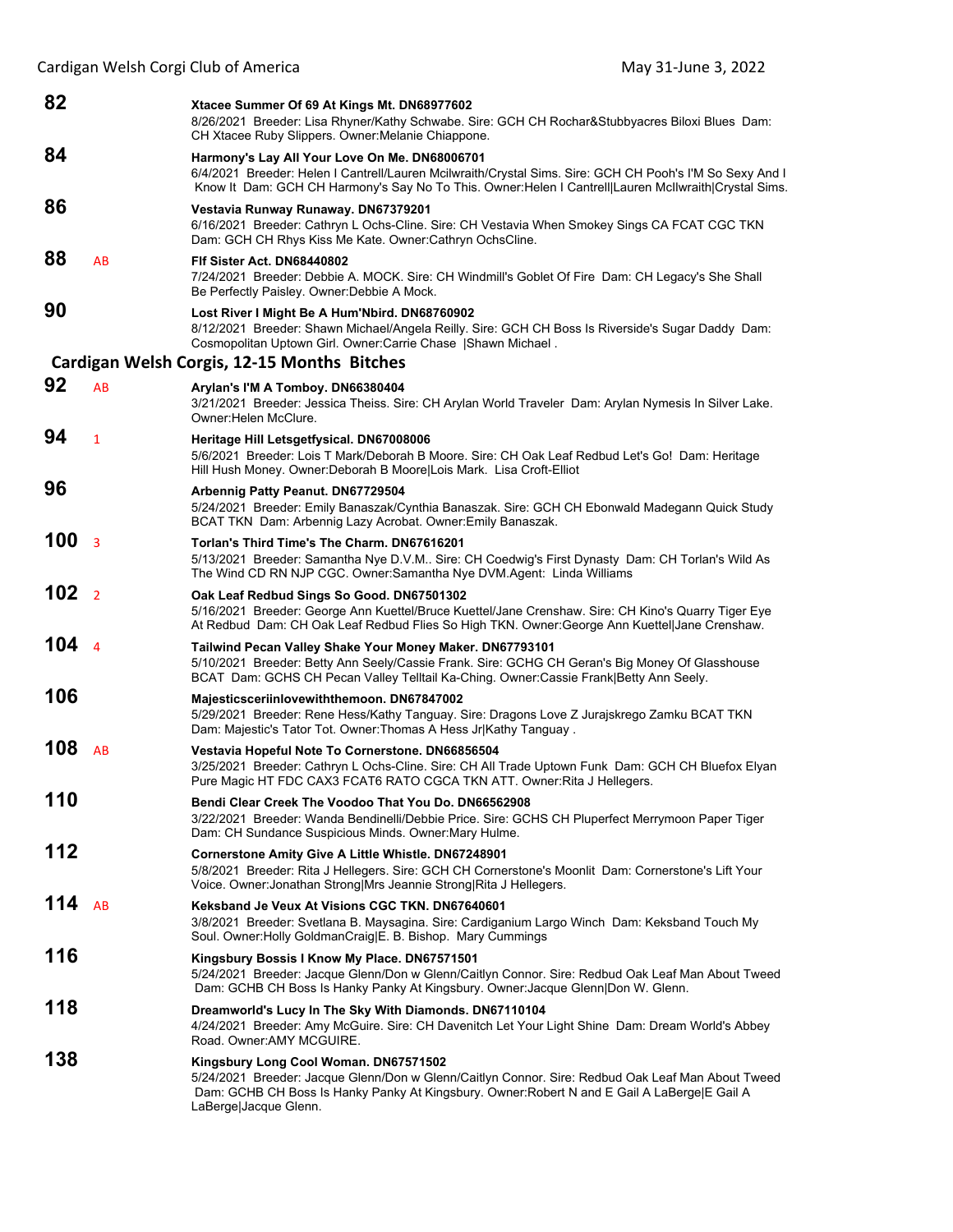**82** **Xtacee Summer Of 69 At Kings Mt. DN68977602**
8/26/2021 Breeder: Lisa Rhyner/Kathy Schwabe. Sire: GCH CH Rochar&Stubbyacres Biloxi Blues Dam: CH Xtacee Ruby Slippers. Owner:Melanie Chiappone.

**84** **Harmony's Lay All Your Love On Me. DN68006701**
6/4/2021 Breeder: Helen I Cantrell/Lauren Mcilwraith/Crystal Sims. Sire: GCH CH Pooh's I'M So Sexy And I Know It Dam: GCH CH Harmony's Say No To This. Owner:Helen I Cantrell|Lauren McIlwraith|Crystal Sims.

**86** **Vestavia Runway Runaway. DN67379201**
6/16/2021 Breeder: Cathryn L Ochs-Cline. Sire: CH Vestavia When Smokey Sings CA FCAT CGC TKN Dam: GCH CH Rhys Kiss Me Kate. Owner:Cathryn OchsCline.

**88** AB **Flf Sister Act. DN68440802**
7/24/2021 Breeder: Debbie A. MOCK. Sire: CH Windmill's Goblet Of Fire Dam: CH Legacy's She Shall Be Perfectly Paisley. Owner:Debbie A Mock.

**90** **Lost River I Might Be A Hum'Nbird. DN68760902**
8/12/2021 Breeder: Shawn Michael/Angela Reilly. Sire: GCH CH Boss Is Riverside's Sugar Daddy Dam: Cosmopolitan Uptown Girl. Owner:Carrie Chase |Shawn Michael .

## Cardigan Welsh Corgis, 12-15 Months Bitches

**92** AB **Arylan's I'M A Tomboy. DN66380404**
3/21/2021 Breeder: Jessica Theiss. Sire: CH Arylan World Traveler Dam: Arylan Nymesis In Silver Lake. Owner:Helen McClure.

**94** 1 **Heritage Hill Letsgetfysical. DN67008006**
5/6/2021 Breeder: Lois T Mark/Deborah B Moore. Sire: CH Oak Leaf Redbud Let's Go! Dam: Heritage Hill Hush Money. Owner:Deborah B Moore|Lois Mark. Lisa Croft-Elliot

**96** **Arbennig Patty Peanut. DN67729504**
5/24/2021 Breeder: Emily Banaszak/Cynthia Banaszak. Sire: GCH CH Ebonwald Madegann Quick Study BCAT TKN Dam: Arbennig Lazy Acrobat. Owner:Emily Banaszak.

**100** 3 **Torlan's Third Time's The Charm. DN67616201**
5/13/2021 Breeder: Samantha Nye D.V.M.. Sire: CH Coedwig's First Dynasty Dam: CH Torlan's Wild As The Wind CD RN NJP CGC. Owner:Samantha Nye DVM.Agent: Linda Williams

**102** 2 **Oak Leaf Redbud Sings So Good. DN67501302**
5/16/2021 Breeder: George Ann Kuettel/Bruce Kuettel/Jane Crenshaw. Sire: CH Kino's Quarry Tiger Eye At Redbud Dam: CH Oak Leaf Redbud Flies So High TKN. Owner:George Ann Kuettel|Jane Crenshaw.

**104** 4 **Tailwind Pecan Valley Shake Your Money Maker. DN67793101**
5/10/2021 Breeder: Betty Ann Seely/Cassie Frank. Sire: GCHG CH Geran's Big Money Of Glasshouse BCAT Dam: GCHS CH Pecan Valley Telltail Ka-Ching. Owner:Cassie Frank|Betty Ann Seely.

**106** **Majesticsceriinlovewiththemoon. DN67847002**
5/29/2021 Breeder: Rene Hess/Kathy Tanguay. Sire: Dragons Love Z Jurajskrego Zamku BCAT TKN Dam: Majestic's Tator Tot. Owner:Thomas A Hess Jr|Kathy Tanguay .

**108** AB **Vestavia Hopeful Note To Cornerstone. DN66856504**
3/25/2021 Breeder: Cathryn L Ochs-Cline. Sire: CH All Trade Uptown Funk Dam: GCH CH Bluefox Elyan Pure Magic HT FDC CAX3 FCAT6 RATO CGCA TKN ATT. Owner:Rita J Hellegers.

**110** **Bendi Clear Creek The Voodoo That You Do. DN66562908**
3/22/2021 Breeder: Wanda Bendinelli/Debbie Price. Sire: GCHS CH Pluperfect Merrymoon Paper Tiger Dam: CH Sundance Suspicious Minds. Owner:Mary Hulme.

**112** **Cornerstone Amity Give A Little Whistle. DN67248901**
5/8/2021 Breeder: Rita J Hellegers. Sire: GCH CH Cornerstone's Moonlit Dam: Cornerstone's Lift Your Voice. Owner:Jonathan Strong|Mrs Jeannie Strong|Rita J Hellegers.

**114** AB **Keksband Je Veux At Visions CGC TKN. DN67640601**
3/8/2021 Breeder: Svetlana B. Maysagina. Sire: Cardiganium Largo Winch Dam: Keksband Touch My Soul. Owner:Holly GoldmanCraig|E. B. Bishop. Mary Cummings

**116** **Kingsbury Bossis I Know My Place. DN67571501**
5/24/2021 Breeder: Jacque Glenn/Don w Glenn/Caitlyn Connor. Sire: Redbud Oak Leaf Man About Tweed Dam: GCHB CH Boss Is Hanky Panky At Kingsbury. Owner:Jacque Glenn|Don W. Glenn.

**118** **Dreamworld's Lucy In The Sky With Diamonds. DN67110104**
4/24/2021 Breeder: Amy McGuire. Sire: CH Davenitch Let Your Light Shine Dam: Dream World's Abbey Road. Owner:AMY MCGUIRE.

**138** **Kingsbury Long Cool Woman. DN67571502**
5/24/2021 Breeder: Jacque Glenn/Don w Glenn/Caitlyn Connor. Sire: Redbud Oak Leaf Man About Tweed Dam: GCHB CH Boss Is Hanky Panky At Kingsbury. Owner:Robert N and E Gail A LaBerge|E Gail A LaBerge|Jacque Glenn.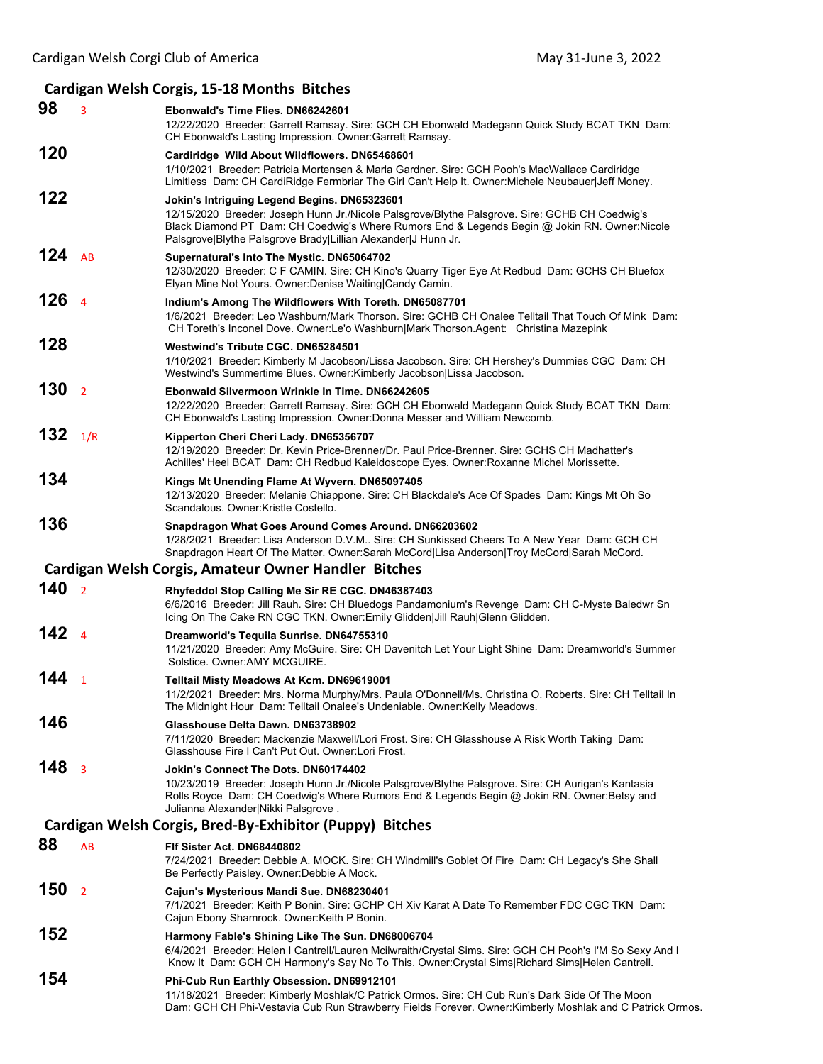## Cardigan Welsh Corgis, 15-18 Months Bitches

**98** 3 **Ebonwald's Time Flies. DN66242601**
12/22/2020 Breeder: Garrett Ramsay. Sire: GCH CH Ebonwald Madegann Quick Study BCAT TKN Dam: CH Ebonwald's Lasting Impression. Owner:Garrett Ramsay.

**120** **Cardiridge Wild About Wildflowers. DN65468601**
1/10/2021 Breeder: Patricia Mortensen & Marla Gardner. Sire: GCH Pooh's MacWallace Cardiridge Limitless Dam: CH CardiRidge Fermbriar The Girl Can't Help It. Owner:Michele Neubauer|Jeff Money.

**122** **Jokin's Intriguing Legend Begins. DN65323601**
12/15/2020 Breeder: Joseph Hunn Jr./Nicole Palsgrove/Blythe Palsgrove. Sire: GCHB CH Coedwig's Black Diamond PT Dam: CH Coedwig's Where Rumors End & Legends Begin @ Jokin RN. Owner:Nicole Palsgrove|Blythe Palsgrove Brady|Lillian Alexander|J Hunn Jr.

**124** AB **Supernatural's Into The Mystic. DN65064702**
12/30/2020 Breeder: C F CAMIN. Sire: CH Kino's Quarry Tiger Eye At Redbud Dam: GCHS CH Bluefox Elyan Mine Not Yours. Owner:Denise Waiting|Candy Camin.

**126** 4 **Indium's Among The Wildflowers With Toreth. DN65087701**
1/6/2021 Breeder: Leo Washburn/Mark Thorson. Sire: GCHB CH Onalee Telltail That Touch Of Mink Dam: CH Toreth's Inconel Dove. Owner:Le'o Washburn|Mark Thorson.Agent: Christina Mazepink

**128** **Westwind's Tribute CGC. DN65284501**
1/10/2021 Breeder: Kimberly M Jacobson/Lissa Jacobson. Sire: CH Hershey's Dummies CGC Dam: CH Westwind's Summertime Blues. Owner:Kimberly Jacobson|Lissa Jacobson.

**130** 2 **Ebonwald Silvermoon Wrinkle In Time. DN66242605**
12/22/2020 Breeder: Garrett Ramsay. Sire: GCH CH Ebonwald Madegann Quick Study BCAT TKN Dam: CH Ebonwald's Lasting Impression. Owner:Donna Messer and William Newcomb.

**132** 1/R **Kipperton Cheri Cheri Lady. DN65356707**
12/19/2020 Breeder: Dr. Kevin Price-Brenner/Dr. Paul Price-Brenner. Sire: GCHS CH Madhatter's Achilles' Heel BCAT Dam: CH Redbud Kaleidoscope Eyes. Owner:Roxanne Michel Morissette.

**134** **Kings Mt Unending Flame At Wyvern. DN65097405**
12/13/2020 Breeder: Melanie Chiappone. Sire: CH Blackdale's Ace Of Spades Dam: Kings Mt Oh So Scandalous. Owner:Kristle Costello.

**136** **Snapdragon What Goes Around Comes Around. DN66203602**
1/28/2021 Breeder: Lisa Anderson D.V.M.. Sire: CH Sunkissed Cheers To A New Year Dam: GCH CH Snapdragon Heart Of The Matter. Owner:Sarah McCord|Lisa Anderson|Troy McCord|Sarah McCord.

## Cardigan Welsh Corgis, Amateur Owner Handler Bitches

**140** 2 **Rhyfeddol Stop Calling Me Sir RE CGC. DN46387403**
6/6/2016 Breeder: Jill Rauh. Sire: CH Bluedogs Pandamonium's Revenge Dam: CH C-Myste Baledwr Sn Icing On The Cake RN CGC TKN. Owner:Emily Glidden|Jill Rauh|Glenn Glidden.

**142** 4 **Dreamworld's Tequila Sunrise. DN64755310**
11/21/2020 Breeder: Amy McGuire. Sire: CH Davenitch Let Your Light Shine Dam: Dreamworld's Summer Solstice. Owner:AMY MCGUIRE.

**144** 1 **Telltail Misty Meadows At Kcm. DN69619001**
11/2/2021 Breeder: Mrs. Norma Murphy/Mrs. Paula O'Donnell/Ms. Christina O. Roberts. Sire: CH Telltail In The Midnight Hour Dam: Telltail Onalee's Undeniable. Owner:Kelly Meadows.

**146** **Glasshouse Delta Dawn. DN63738902**
7/11/2020 Breeder: Mackenzie Maxwell/Lori Frost. Sire: CH Glasshouse A Risk Worth Taking Dam: Glasshouse Fire I Can't Put Out. Owner:Lori Frost.

**148** 3 **Jokin's Connect The Dots. DN60174402**
10/23/2019 Breeder: Joseph Hunn Jr./Nicole Palsgrove/Blythe Palsgrove. Sire: CH Aurigan's Kantasia Rolls Royce Dam: CH Coedwig's Where Rumors End & Legends Begin @ Jokin RN. Owner:Betsy and Julianna Alexander|Nikki Palsgrove .

## Cardigan Welsh Corgis, Bred-By-Exhibitor (Puppy) Bitches

**88** AB **Flf Sister Act. DN68440802**
7/24/2021 Breeder: Debbie A. MOCK. Sire: CH Windmill's Goblet Of Fire Dam: CH Legacy's She Shall Be Perfectly Paisley. Owner:Debbie A Mock.

**150** 2 **Cajun's Mysterious Mandi Sue. DN68230401**
7/1/2021 Breeder: Keith P Bonin. Sire: GCHP CH Xiv Karat A Date To Remember FDC CGC TKN Dam: Cajun Ebony Shamrock. Owner:Keith P Bonin.

**152** **Harmony Fable's Shining Like The Sun. DN68006704**
6/4/2021 Breeder: Helen I Cantrell/Lauren Mcilwraith/Crystal Sims. Sire: GCH CH Pooh's I'M So Sexy And I Know It Dam: GCH CH Harmony's Say No To This. Owner:Crystal Sims|Richard Sims|Helen Cantrell.

**154** **Phi-Cub Run Earthly Obsession. DN69912101**
11/18/2021 Breeder: Kimberly Moshlak/C Patrick Ormos. Sire: CH Cub Run's Dark Side Of The Moon Dam: GCH CH Phi-Vestavia Cub Run Strawberry Fields Forever. Owner:Kimberly Moshlak and C Patrick Ormos.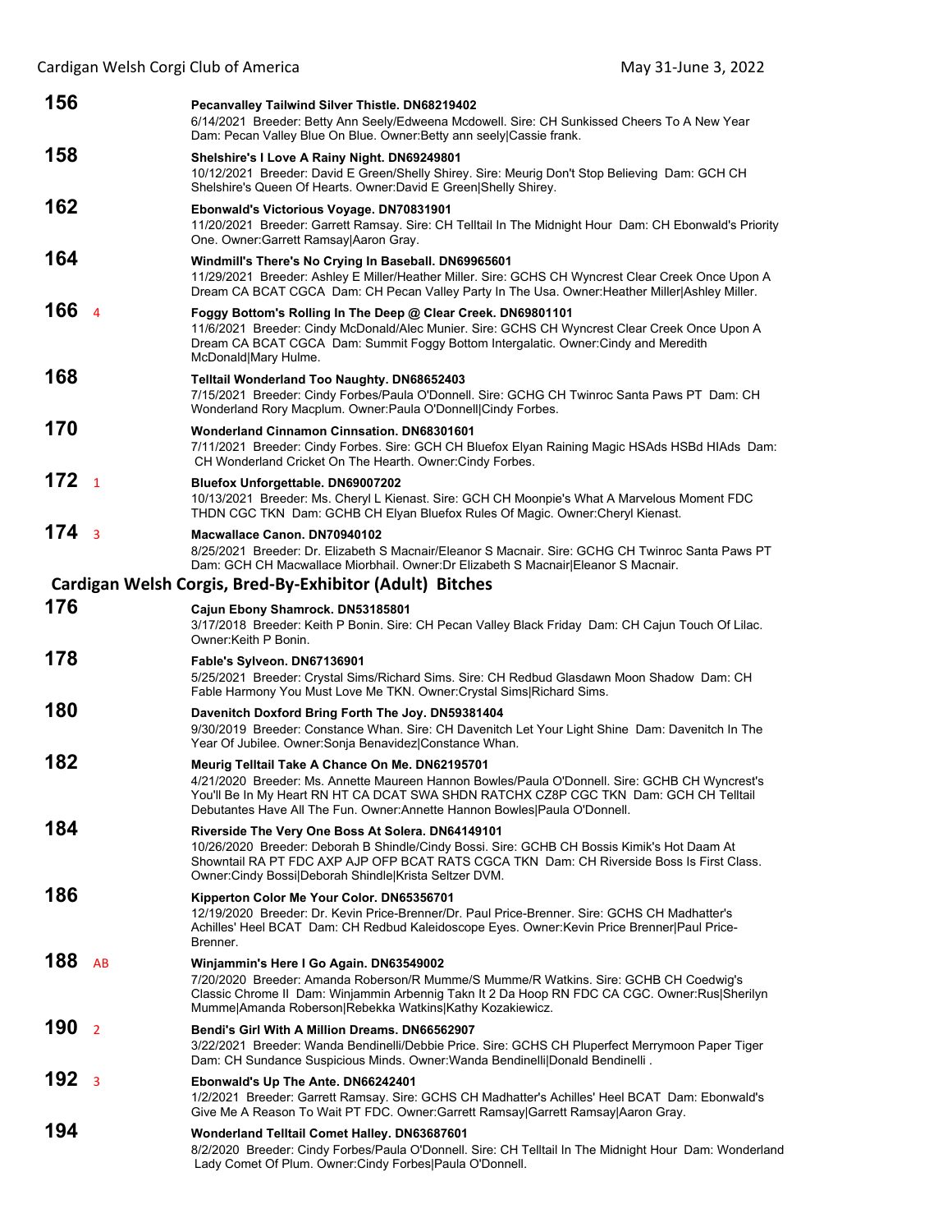**156** **Pecanvalley Tailwind Silver Thistle. DN68219402**
6/14/2021 Breeder: Betty Ann Seely/Edweena Mcdowell. Sire: CH Sunkissed Cheers To A New Year Dam: Pecan Valley Blue On Blue. Owner:Betty ann seely|Cassie frank.

**158** **Shelshire's I Love A Rainy Night. DN69249801**
10/12/2021 Breeder: David E Green/Shelly Shirey. Sire: Meurig Don't Stop Believing Dam: GCH CH Shelshire's Queen Of Hearts. Owner:David E Green|Shelly Shirey.

**162** **Ebonwald's Victorious Voyage. DN70831901**
11/20/2021 Breeder: Garrett Ramsay. Sire: CH Telltail In The Midnight Hour Dam: CH Ebonwald's Priority One. Owner:Garrett Ramsay|Aaron Gray.

**164** **Windmill's There's No Crying In Baseball. DN69965601**
11/29/2021 Breeder: Ashley E Miller/Heather Miller. Sire: GCHS CH Wyncrest Clear Creek Once Upon A Dream CA BCAT CGCA Dam: CH Pecan Valley Party In The Usa. Owner:Heather Miller|Ashley Miller.

**166** 4 **Foggy Bottom's Rolling In The Deep @ Clear Creek. DN69801101**
11/6/2021 Breeder: Cindy McDonald/Alec Munier. Sire: GCHS CH Wyncrest Clear Creek Once Upon A Dream CA BCAT CGCA Dam: Summit Foggy Bottom Intergalatic. Owner:Cindy and Meredith McDonald|Mary Hulme.

**168** **Telltail Wonderland Too Naughty. DN68652403**
7/15/2021 Breeder: Cindy Forbes/Paula O'Donnell. Sire: GCHG CH Twinroc Santa Paws PT Dam: CH Wonderland Rory Macplum. Owner:Paula O'Donnell|Cindy Forbes.

**170** **Wonderland Cinnamon Cinnsation. DN68301601**
7/11/2021 Breeder: Cindy Forbes. Sire: GCH CH Bluefox Elyan Raining Magic HSAds HSBd HIAds Dam: CH Wonderland Cricket On The Hearth. Owner:Cindy Forbes.

**172** 1 **Bluefox Unforgettable. DN69007202**
10/13/2021 Breeder: Ms. Cheryl L Kienast. Sire: GCH CH Moonpie's What A Marvelous Moment FDC THDN CGC TKN Dam: GCHB CH Elyan Bluefox Rules Of Magic. Owner:Cheryl Kienast.

**174** 3 **Macwallace Canon. DN70940102**
8/25/2021 Breeder: Dr. Elizabeth S Macnair/Eleanor S Macnair. Sire: GCHG CH Twinroc Santa Paws PT Dam: GCH CH Macwallace Miorbhail. Owner:Dr Elizabeth S Macnair|Eleanor S Macnair.

## Cardigan Welsh Corgis, Bred-By-Exhibitor (Adult) Bitches

**176** **Cajun Ebony Shamrock. DN53185801**
3/17/2018 Breeder: Keith P Bonin. Sire: CH Pecan Valley Black Friday Dam: CH Cajun Touch Of Lilac. Owner:Keith P Bonin.

**178** **Fable's Sylveon. DN67136901**
5/25/2021 Breeder: Crystal Sims/Richard Sims. Sire: CH Redbud Glasdawn Moon Shadow Dam: CH Fable Harmony You Must Love Me TKN. Owner:Crystal Sims|Richard Sims.

**180** **Davenitch Doxford Bring Forth The Joy. DN59381404**
9/30/2019 Breeder: Constance Whan. Sire: CH Davenitch Let Your Light Shine Dam: Davenitch In The Year Of Jubilee. Owner:Sonja Benavidez|Constance Whan.

**182** **Meurig Telltail Take A Chance On Me. DN62195701**
4/21/2020 Breeder: Ms. Annette Maureen Hannon Bowles/Paula O'Donnell. Sire: GCHB CH Wyncrest's You'll Be In My Heart RN HT CA DCAT SWA SHDN RATCHX CZ8P CGC TKN Dam: GCH CH Telltail Debutantes Have All The Fun. Owner:Annette Hannon Bowles|Paula O'Donnell.

**184** **Riverside The Very One Boss At Solera. DN64149101**
10/26/2020 Breeder: Deborah B Shindle/Cindy Bossi. Sire: GCHB CH Bossis Kimik's Hot Daam At Showntail RA PT FDC AXP AJP OFP BCAT RATS CGCA TKN Dam: CH Riverside Boss Is First Class. Owner:Cindy Bossi|Deborah Shindle|Krista Seltzer DVM.

**186** **Kipperton Color Me Your Color. DN65356701**
12/19/2020 Breeder: Dr. Kevin Price-Brenner/Dr. Paul Price-Brenner. Sire: GCHS CH Madhatter's Achilles' Heel BCAT Dam: CH Redbud Kaleidoscope Eyes. Owner:Kevin Price Brenner|Paul Price-Brenner.

**188** AB **Winjammin's Here I Go Again. DN63549002**
7/20/2020 Breeder: Amanda Roberson/R Mumme/S Mumme/R Watkins. Sire: GCHB CH Coedwig's Classic Chrome II Dam: Winjammin Arbennig Takn It 2 Da Hoop RN FDC CA CGC. Owner:Rus|Sherilyn Mumme|Amanda Roberson|Rebekka Watkins|Kathy Kozakiewicz.

**190** 2 **Bendi's Girl With A Million Dreams. DN66562907**
3/22/2021 Breeder: Wanda Bendinelli/Debbie Price. Sire: GCHS CH Pluperfect Merrymoon Paper Tiger Dam: CH Sundance Suspicious Minds. Owner:Wanda Bendinelli|Donald Bendinelli .

**192** 3 **Ebonwald's Up The Ante. DN66242401**
1/2/2021 Breeder: Garrett Ramsay. Sire: GCHS CH Madhatter's Achilles' Heel BCAT Dam: Ebonwald's Give Me A Reason To Wait PT FDC. Owner:Garrett Ramsay|Garrett Ramsay|Aaron Gray.

**194** **Wonderland Telltail Comet Halley. DN63687601**
8/2/2020 Breeder: Cindy Forbes/Paula O'Donnell. Sire: CH Telltail In The Midnight Hour Dam: Wonderland Lady Comet Of Plum. Owner:Cindy Forbes|Paula O'Donnell.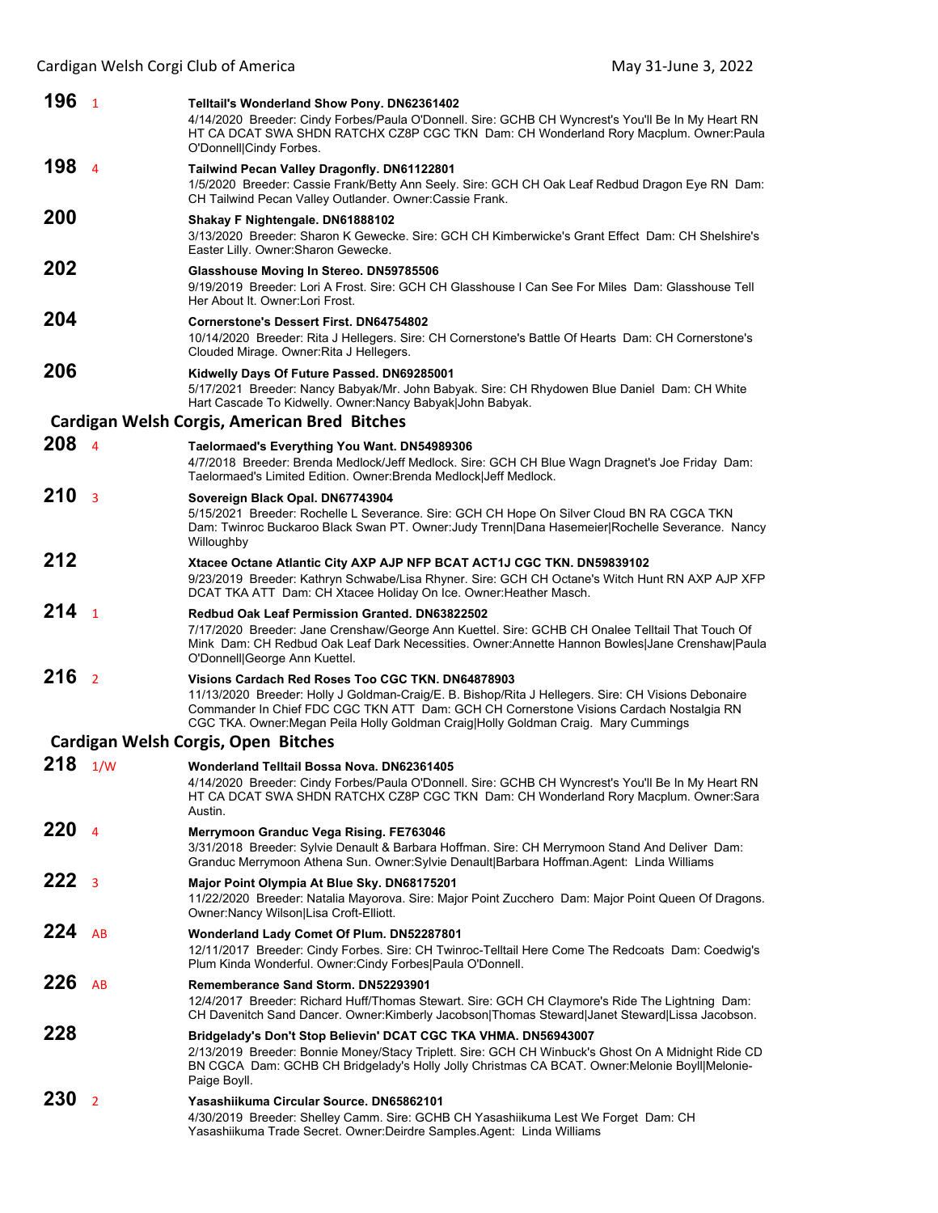**196** 1 **Telltail's Wonderland Show Pony. DN62361402**
4/14/2020 Breeder: Cindy Forbes/Paula O'Donnell. Sire: GCHB CH Wyncrest's You'll Be In My Heart RN HT CA DCAT SWA SHDN RATCHX CZ8P CGC TKN Dam: CH Wonderland Rory Macplum. Owner:Paula O'Donnell|Cindy Forbes.

**198** 4 **Tailwind Pecan Valley Dragonfly. DN61122801**
1/5/2020 Breeder: Cassie Frank/Betty Ann Seely. Sire: GCH CH Oak Leaf Redbud Dragon Eye RN Dam: CH Tailwind Pecan Valley Outlander. Owner:Cassie Frank.

**200** **Shakay F Nightengale. DN61888102**
3/13/2020 Breeder: Sharon K Gewecke. Sire: GCH CH Kimberwicke's Grant Effect Dam: CH Shelshire's Easter Lilly. Owner:Sharon Gewecke.

**202** **Glasshouse Moving In Stereo. DN59785506**
9/19/2019 Breeder: Lori A Frost. Sire: GCH CH Glasshouse I Can See For Miles Dam: Glasshouse Tell Her About It. Owner:Lori Frost.

**204** **Cornerstone's Dessert First. DN64754802**
10/14/2020 Breeder: Rita J Hellegers. Sire: CH Cornerstone's Battle Of Hearts Dam: CH Cornerstone's Clouded Mirage. Owner:Rita J Hellegers.

**206** **Kidwelly Days Of Future Passed. DN69285001**
5/17/2021 Breeder: Nancy Babyak/Mr. John Babyak. Sire: CH Rhydowen Blue Daniel Dam: CH White Hart Cascade To Kidwelly. Owner:Nancy Babyak|John Babyak.

## Cardigan Welsh Corgis, American Bred Bitches

**208** 4 **Taelormaed's Everything You Want. DN54989306**
4/7/2018 Breeder: Brenda Medlock/Jeff Medlock. Sire: GCH CH Blue Wagn Dragnet's Joe Friday Dam: Taelormaed's Limited Edition. Owner:Brenda Medlock|Jeff Medlock.

**210** 3 **Sovereign Black Opal. DN67743904**
5/15/2021 Breeder: Rochelle L Severance. Sire: GCH CH Hope On Silver Cloud BN RA CGCA TKN Dam: Twinroc Buckaroo Black Swan PT. Owner:Judy Trenn|Dana Hasemeier|Rochelle Severance. Nancy Willoughby

**212** **Xtacee Octane Atlantic City AXP AJP NFP BCAT ACT1J CGC TKN. DN59839102**
9/23/2019 Breeder: Kathryn Schwabe/Lisa Rhyner. Sire: GCH CH Octane's Witch Hunt RN AXP AJP XFP DCAT TKA ATT Dam: CH Xtacee Holiday On Ice. Owner:Heather Masch.

**214** 1 **Redbud Oak Leaf Permission Granted. DN63822502**
7/17/2020 Breeder: Jane Crenshaw/George Ann Kuettel. Sire: GCHB CH Onalee Telltail That Touch Of Mink Dam: CH Redbud Oak Leaf Dark Necessities. Owner:Annette Hannon Bowles|Jane Crenshaw|Paula O'Donnell|George Ann Kuettel.

**216** 2 **Visions Cardach Red Roses Too CGC TKN. DN64878903**
11/13/2020 Breeder: Holly J Goldman-Craig/E. B. Bishop/Rita J Hellegers. Sire: CH Visions Debonaire Commander In Chief FDC CGC TKN ATT Dam: GCH CH Cornerstone Visions Cardach Nostalgia RN CGC TKA. Owner:Megan Peila Holly Goldman Craig|Holly Goldman Craig. Mary Cummings

## Cardigan Welsh Corgis, Open Bitches

**218** 1/W **Wonderland Telltail Bossa Nova. DN62361405**
4/14/2020 Breeder: Cindy Forbes/Paula O'Donnell. Sire: GCHB CH Wyncrest's You'll Be In My Heart RN HT CA DCAT SWA SHDN RATCHX CZ8P CGC TKN Dam: CH Wonderland Rory Macplum. Owner:Sara Austin.

**220** 4 **Merrymoon Granduc Vega Rising. FE763046**
3/31/2018 Breeder: Sylvie Denault & Barbara Hoffman. Sire: CH Merrymoon Stand And Deliver Dam: Granduc Merrymoon Athena Sun. Owner:Sylvie Denault|Barbara Hoffman.Agent: Linda Williams

**222** 3 **Major Point Olympia At Blue Sky. DN68175201**
11/22/2020 Breeder: Natalia Mayorova. Sire: Major Point Zucchero Dam: Major Point Queen Of Dragons. Owner:Nancy Wilson|Lisa Croft-Elliott.

**224** AB **Wonderland Lady Comet Of Plum. DN52287801**
12/11/2017 Breeder: Cindy Forbes. Sire: CH Twinroc-Telltail Here Come The Redcoats Dam: Coedwig's Plum Kinda Wonderful. Owner:Cindy Forbes|Paula O'Donnell.

**226** AB **Rememberance Sand Storm. DN52293901**
12/4/2017 Breeder: Richard Huff/Thomas Stewart. Sire: GCH CH Claymore's Ride The Lightning Dam: CH Davenitch Sand Dancer. Owner:Kimberly Jacobson|Thomas Steward|Janet Steward|Lissa Jacobson.

**228** **Bridgelady's Don't Stop Believin' DCAT CGC TKA VHMA. DN56943007**
2/13/2019 Breeder: Bonnie Money/Stacy Triplett. Sire: GCH CH Winbuck's Ghost On A Midnight Ride CD BN CGCA Dam: GCHB CH Bridgelady's Holly Jolly Christmas CA BCAT. Owner:Melonie Boyll|Melonie-Paige Boyll.

**230** 2 **Yasashiikuma Circular Source. DN65862101**
4/30/2019 Breeder: Shelley Camm. Sire: GCHB CH Yasashiikuma Lest We Forget Dam: CH Yasashiikuma Trade Secret. Owner:Deirdre Samples.Agent: Linda Williams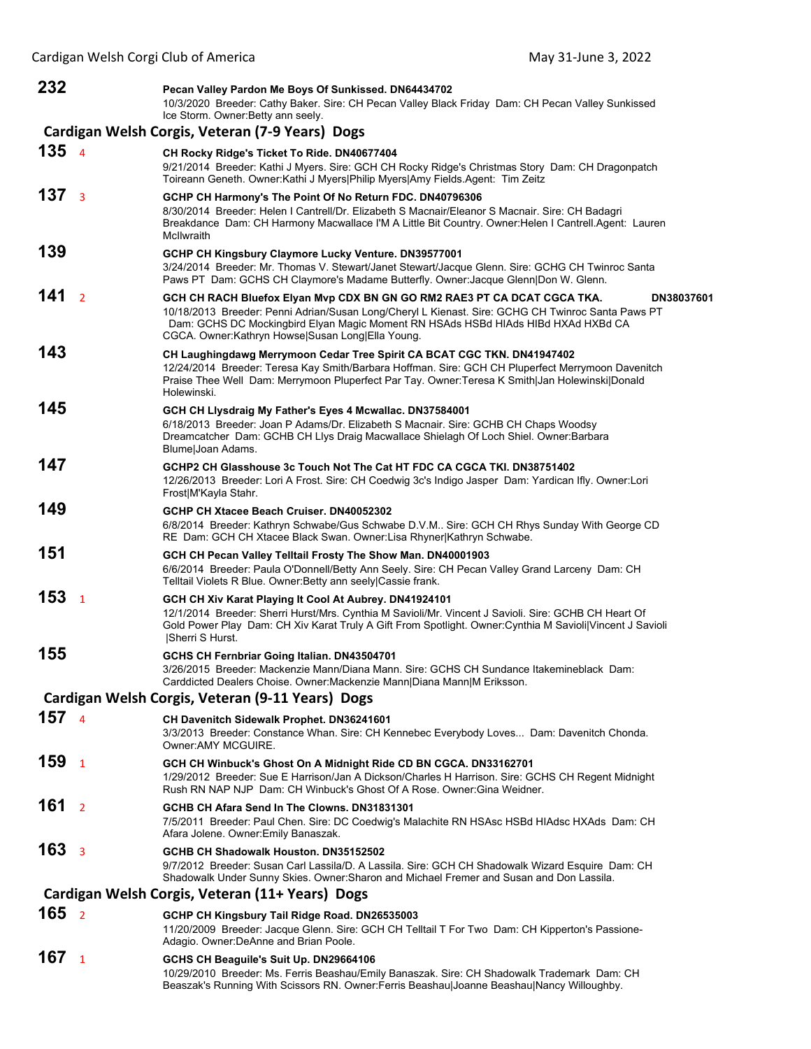**232** **Pecan Valley Pardon Me Boys Of Sunkissed. DN64434702**
10/3/2020 Breeder: Cathy Baker. Sire: CH Pecan Valley Black Friday Dam: CH Pecan Valley Sunkissed Ice Storm. Owner:Betty ann seely.

## Cardigan Welsh Corgis, Veteran (7-9 Years) Dogs

**135** 4 **CH Rocky Ridge's Ticket To Ride. DN40677404**
9/21/2014 Breeder: Kathi J Myers. Sire: GCH CH Rocky Ridge's Christmas Story Dam: CH Dragonpatch Toireann Geneth. Owner:Kathi J Myers|Philip Myers|Amy Fields.Agent: Tim Zeitz

**137** 3 **GCHP CH Harmony's The Point Of No Return FDC. DN40796306**
8/30/2014 Breeder: Helen I Cantrell/Dr. Elizabeth S Macnair/Eleanor S Macnair. Sire: CH Badagri Breakdance Dam: CH Harmony Macwallace I'M A Little Bit Country. Owner:Helen I Cantrell.Agent: Lauren McIlwraith

**139** **GCHP CH Kingsbury Claymore Lucky Venture. DN39577001**
3/24/2014 Breeder: Mr. Thomas V. Stewart/Janet Stewart/Jacque Glenn. Sire: GCHG CH Twinroc Santa Paws PT Dam: GCHS CH Claymore's Madame Butterfly. Owner:Jacque Glenn|Don W. Glenn.

**141** 2 **GCH CH RACH Bluefox Elyan Mvp CDX BN GN GO RM2 RAE3 PT CA DCAT CGCA TKA. DN38037601**
10/18/2013 Breeder: Penni Adrian/Susan Long/Cheryl L Kienast. Sire: GCHG CH Twinroc Santa Paws PT Dam: GCHS DC Mockingbird Elyan Magic Moment RN HSAds HSBd HIAds HIBd HXAd HXBd CA CGCA. Owner:Kathryn Howse|Susan Long|Ella Young.

**143** **CH Laughingdawg Merrymoon Cedar Tree Spirit CA BCAT CGC TKN. DN41947402**
12/24/2014 Breeder: Teresa Kay Smith/Barbara Hoffman. Sire: GCH CH Pluperfect Merrymoon Davenitch Praise Thee Well Dam: Merrymoon Pluperfect Par Tay. Owner:Teresa K Smith|Jan Holewinski|Donald Holewinski.

**145** **GCH CH Llysdraig My Father's Eyes 4 Mcwallac. DN37584001**
6/18/2013 Breeder: Joan P Adams/Dr. Elizabeth S Macnair. Sire: GCHB CH Chaps Woodsy Dreamcatcher Dam: GCHB CH Llys Draig Macwallace Shielagh Of Loch Shiel. Owner:Barbara Blume|Joan Adams.

**147** **GCHP2 CH Glasshouse 3c Touch Not The Cat HT FDC CA CGCA TKI. DN38751402**
12/26/2013 Breeder: Lori A Frost. Sire: CH Coedwig 3c's Indigo Jasper Dam: Yardican Ifly. Owner:Lori Frost|M'Kayla Stahr.

**149** **GCHP CH Xtacee Beach Cruiser. DN40052302**
6/8/2014 Breeder: Kathryn Schwabe/Gus Schwabe D.V.M.. Sire: GCH CH Rhys Sunday With George CD RE Dam: GCH CH Xtacee Black Swan. Owner:Lisa Rhyner|Kathryn Schwabe.

**151** **GCH CH Pecan Valley Telltail Frosty The Show Man. DN40001903**
6/6/2014 Breeder: Paula O'Donnell/Betty Ann Seely. Sire: CH Pecan Valley Grand Larceny Dam: CH Telltail Violets R Blue. Owner:Betty ann seely|Cassie frank.

**153** 1 **GCH CH Xiv Karat Playing It Cool At Aubrey. DN41924101**
12/1/2014 Breeder: Sherri Hurst/Mrs. Cynthia M Savioli/Mr. Vincent J Savioli. Sire: GCHB CH Heart Of Gold Power Play Dam: CH Xiv Karat Truly A Gift From Spotlight. Owner:Cynthia M Savioli|Vincent J Savioli |Sherri S Hurst.

**155** **GCHS CH Fernbriar Going Italian. DN43504701**
3/26/2015 Breeder: Mackenzie Mann/Diana Mann. Sire: GCHS CH Sundance Itakemineblack Dam: Carddicted Dealers Choise. Owner:Mackenzie Mann|Diana Mann|M Eriksson.

## Cardigan Welsh Corgis, Veteran (9-11 Years) Dogs

**157** 4 **CH Davenitch Sidewalk Prophet. DN36241601**
3/3/2013 Breeder: Constance Whan. Sire: CH Kennebec Everybody Loves... Dam: Davenitch Chonda. Owner:AMY MCGUIRE.

**159** 1 **GCH CH Winbuck's Ghost On A Midnight Ride CD BN CGCA. DN33162701**
1/29/2012 Breeder: Sue E Harrison/Jan A Dickson/Charles H Harrison. Sire: GCHS CH Regent Midnight Rush RN NAP NJP Dam: CH Winbuck's Ghost Of A Rose. Owner:Gina Weidner.

**161** 2 **GCHB CH Afara Send In The Clowns. DN31831301**
7/5/2011 Breeder: Paul Chen. Sire: DC Coedwig's Malachite RN HSAsc HSBd HIAdsc HXAds Dam: CH Afara Jolene. Owner:Emily Banaszak.

**163** 3 **GCHB CH Shadowalk Houston. DN35152502**
9/7/2012 Breeder: Susan Carl Lassila/D. A Lassila. Sire: GCH CH Shadowalk Wizard Esquire Dam: CH Shadowalk Under Sunny Skies. Owner:Sharon and Michael Fremer and Susan and Don Lassila.

## Cardigan Welsh Corgis, Veteran (11+ Years) Dogs

**165** 2 **GCHP CH Kingsbury Tail Ridge Road. DN26535003**
11/20/2009 Breeder: Jacque Glenn. Sire: GCH CH Telltail T For Two Dam: CH Kipperton's Passione-Adagio. Owner:DeAnne and Brian Poole.

**167** 1 **GCHS CH Beaguile's Suit Up. DN29664106**
10/29/2010 Breeder: Ms. Ferris Beashau/Emily Banaszak. Sire: CH Shadowalk Trademark Dam: CH Beaszak's Running With Scissors RN. Owner:Ferris Beashau|Joanne Beashau|Nancy Willoughby.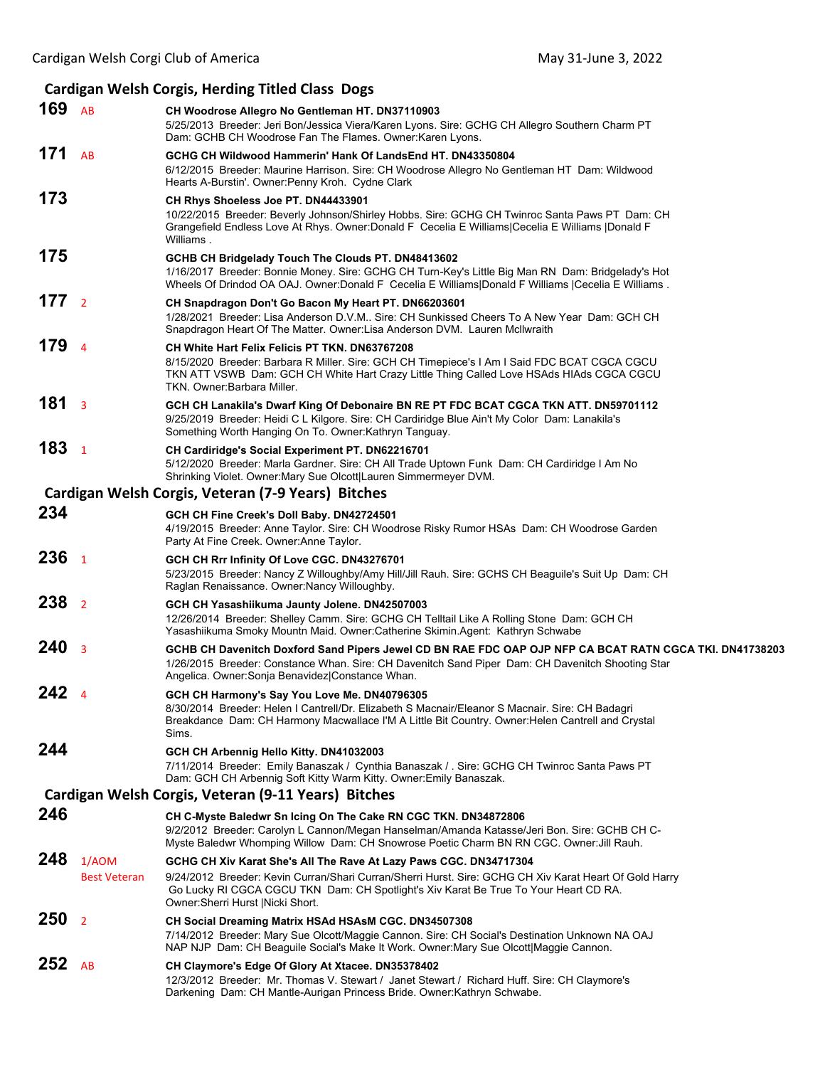## Cardigan Welsh Corgis, Herding Titled Class Dogs

**169** AB
**CH Woodrose Allegro No Gentleman HT. DN37110903**
5/25/2013 Breeder: Jeri Bon/Jessica Viera/Karen Lyons. Sire: GCHG CH Allegro Southern Charm PT Dam: GCHB CH Woodrose Fan The Flames. Owner:Karen Lyons.

**171** AB
**GCHG CH Wildwood Hammerin' Hank Of LandsEnd HT. DN43350804**
6/12/2015 Breeder: Maurine Harrison. Sire: CH Woodrose Allegro No Gentleman HT Dam: Wildwood Hearts A-Burstin'. Owner:Penny Kroh. Cydne Clark

**173**
**CH Rhys Shoeless Joe PT. DN44433901**
10/22/2015 Breeder: Beverly Johnson/Shirley Hobbs. Sire: GCHG CH Twinroc Santa Paws PT Dam: CH Grangefield Endless Love At Rhys. Owner:Donald F Cecelia E Williams|Cecelia E Williams |Donald F Williams .

**175**
**GCHB CH Bridgelady Touch The Clouds PT. DN48413602**
1/16/2017 Breeder: Bonnie Money. Sire: GCHG CH Turn-Key's Little Big Man RN Dam: Bridgelady's Hot Wheels Of Drindod OA OAJ. Owner:Donald F Cecelia E Williams|Donald F Williams |Cecelia E Williams .

**177** 2
**CH Snapdragon Don't Go Bacon My Heart PT. DN66203601**
1/28/2021 Breeder: Lisa Anderson D.V.M.. Sire: CH Sunkissed Cheers To A New Year Dam: GCH CH Snapdragon Heart Of The Matter. Owner:Lisa Anderson DVM. Lauren Mcllwraith

**179** 4
**CH White Hart Felix Felicis PT TKN. DN63767208**
8/15/2020 Breeder: Barbara R Miller. Sire: GCH CH Timepiece's I Am I Said FDC BCAT CGCA CGCU TKN ATT VSWB Dam: GCH CH White Hart Crazy Little Thing Called Love HSAds HIAds CGCA CGCU TKN. Owner:Barbara Miller.

**181** 3
**GCH CH Lanakila's Dwarf King Of Debonaire BN RE PT FDC BCAT CGCA TKN ATT. DN59701112**
9/25/2019 Breeder: Heidi C L Kilgore. Sire: CH Cardiridge Blue Ain't My Color Dam: Lanakila's Something Worth Hanging On To. Owner:Kathryn Tanguay.

**183** 1
**CH Cardiridge's Social Experiment PT. DN62216701**
5/12/2020 Breeder: Marla Gardner. Sire: CH All Trade Uptown Funk Dam: CH Cardiridge I Am No Shrinking Violet. Owner:Mary Sue Olcott|Lauren Simmermeyer DVM.

## Cardigan Welsh Corgis, Veteran (7-9 Years) Bitches

**234**
**GCH CH Fine Creek's Doll Baby. DN42724501**
4/19/2015 Breeder: Anne Taylor. Sire: CH Woodrose Risky Rumor HSAs Dam: CH Woodrose Garden Party At Fine Creek. Owner:Anne Taylor.

**236** 1
**GCH CH Rrr Infinity Of Love CGC. DN43276701**
5/23/2015 Breeder: Nancy Z Willoughby/Amy Hill/Jill Rauh. Sire: GCHS CH Beaguile's Suit Up Dam: CH Raglan Renaissance. Owner:Nancy Willoughby.

**238** 2
**GCH CH Yasashiikuma Jaunty Jolene. DN42507003**
12/26/2014 Breeder: Shelley Camm. Sire: GCHG CH Telltail Like A Rolling Stone Dam: GCH CH Yasashiikuma Smoky Mountn Maid. Owner:Catherine Skimin.Agent: Kathryn Schwabe

**240** 3
**GCHB CH Davenitch Doxford Sand Pipers Jewel CD BN RAE FDC OAP OJP NFP CA BCAT RATN CGCA TKI. DN41738203**
1/26/2015 Breeder: Constance Whan. Sire: CH Davenitch Sand Piper Dam: CH Davenitch Shooting Star Angelica. Owner:Sonja Benavidez|Constance Whan.

**242** 4
**GCH CH Harmony's Say You Love Me. DN40796305**
8/30/2014 Breeder: Helen I Cantrell/Dr. Elizabeth S Macnair/Eleanor S Macnair. Sire: CH Badagri Breakdance Dam: CH Harmony Macwallace I'M A Little Bit Country. Owner:Helen Cantrell and Crystal Sims.

**244**
**GCH CH Arbennig Hello Kitty. DN41032003**
7/11/2014 Breeder: Emily Banaszak / Cynthia Banaszak / . Sire: GCHG CH Twinroc Santa Paws PT Dam: GCH CH Arbennig Soft Kitty Warm Kitty. Owner:Emily Banaszak.

## Cardigan Welsh Corgis, Veteran (9-11 Years) Bitches

**246**
**CH C-Myste Baledwr Sn Icing On The Cake RN CGC TKN. DN34872806**
9/2/2012 Breeder: Carolyn L Cannon/Megan Hanselman/Amanda Katasse/Jeri Bon. Sire: GCHB CH C-Myste Baledwr Whomping Willow Dam: CH Snowrose Poetic Charm BN RN CGC. Owner:Jill Rauh.

**248** 1/AOM Best Veteran
**GCHG CH Xiv Karat She's All The Rave At Lazy Paws CGC. DN34717304**
9/24/2012 Breeder: Kevin Curran/Shari Curran/Sherri Hurst. Sire: GCHG CH Xiv Karat Heart Of Gold Harry Go Lucky RI CGCA CGCU TKN Dam: CH Spotlight's Xiv Karat Be True To Your Heart CD RA. Owner:Sherri Hurst |Nicki Short.

**250** 2
**CH Social Dreaming Matrix HSAd HSAsM CGC. DN34507308**
7/14/2012 Breeder: Mary Sue Olcott/Maggie Cannon. Sire: CH Social's Destination Unknown NA OAJ NAP NJP Dam: CH Beaguile Social's Make It Work. Owner:Mary Sue Olcott|Maggie Cannon.

**252** AB
**CH Claymore's Edge Of Glory At Xtacee. DN35378402**
12/3/2012 Breeder: Mr. Thomas V. Stewart / Janet Stewart / Richard Huff. Sire: CH Claymore's Darkening Dam: CH Mantle-Aurigan Princess Bride. Owner:Kathryn Schwabe.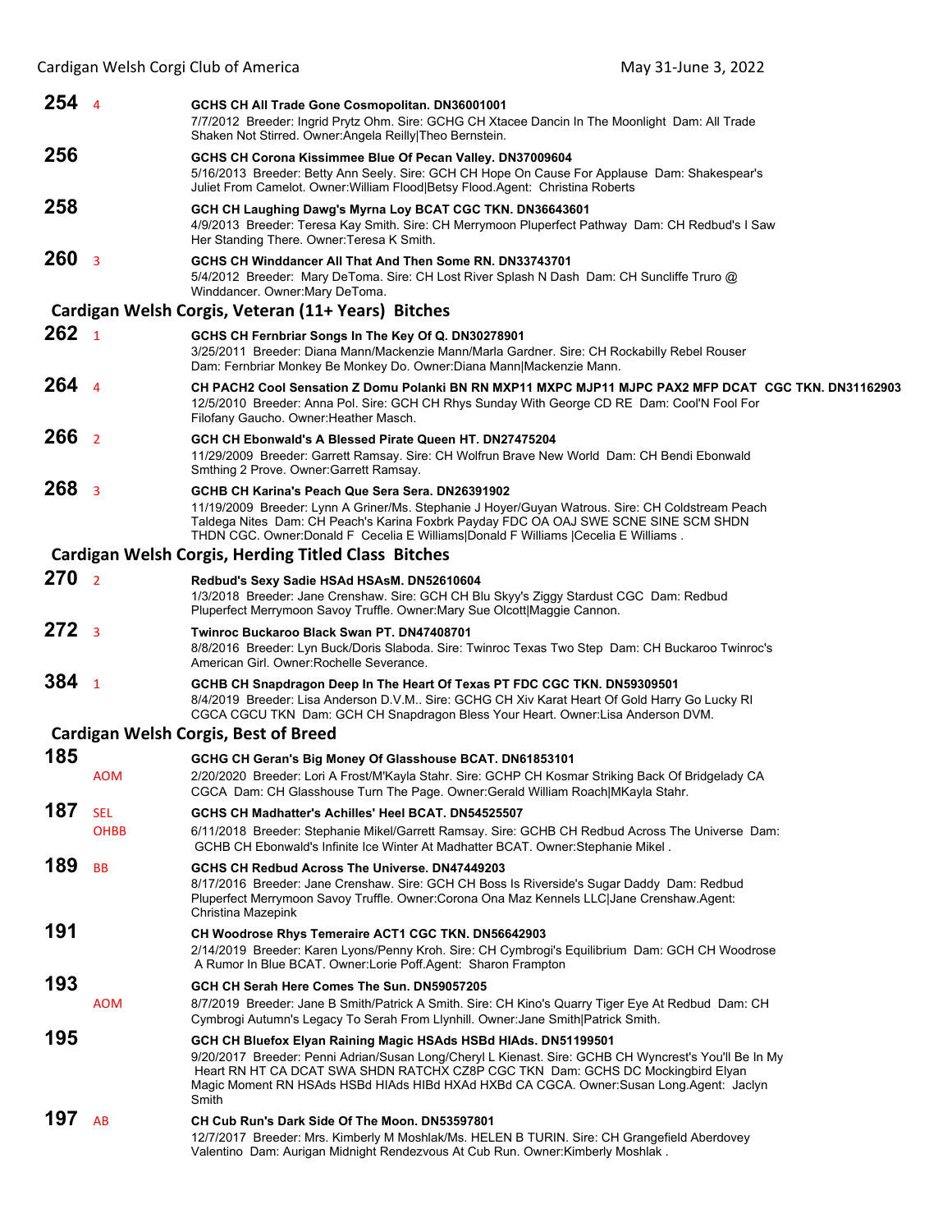**254** 4

**GCHS CH All Trade Gone Cosmopolitan. DN36001001**
7/7/2012 Breeder: Ingrid Prytz Ohm. Sire: GCHG CH Xtacee Dancin In The Moonlight Dam: All Trade Shaken Not Stirred. Owner:Angela Reilly|Theo Bernstein.

**256**

**GCHS CH Corona Kissimmee Blue Of Pecan Valley. DN37009604**
5/16/2013 Breeder: Betty Ann Seely. Sire: GCH CH Hope On Cause For Applause Dam: Shakespear's Juliet From Camelot. Owner:William Flood|Betsy Flood.Agent: Christina Roberts

**258**

**GCH CH Laughing Dawg's Myrna Loy BCAT CGC TKN. DN36643601**
4/9/2013 Breeder: Teresa Kay Smith. Sire: CH Merrymoon Pluperfect Pathway Dam: CH Redbud's I Saw Her Standing There. Owner:Teresa K Smith.

**260** 3

**GCHS CH Winddancer All That And Then Some RN. DN33743701**
5/4/2012 Breeder: Mary DeToma. Sire: CH Lost River Splash N Dash Dam: CH Suncliffe Truro @ Winddancer. Owner:Mary DeToma.

## Cardigan Welsh Corgis, Veteran (11+ Years) Bitches

**262** 1

**GCHS CH Fernbriar Songs In The Key Of Q. DN30278901**
3/25/2011 Breeder: Diana Mann/Mackenzie Mann/Marla Gardner. Sire: CH Rockabilly Rebel Rouser Dam: Fernbriar Monkey Be Monkey Do. Owner:Diana Mann|Mackenzie Mann.

**264** 4

**CH PACH2 Cool Sensation Z Domu Polanki BN RN MXP11 MXPC MJP11 MJPC PAX2 MFP DCAT CGC TKN. DN31162903**
12/5/2010 Breeder: Anna Pol. Sire: GCH CH Rhys Sunday With George CD RE Dam: Cool'N Fool For Filofany Gaucho. Owner:Heather Masch.

**266** 2

**GCH CH Ebonwald's A Blessed Pirate Queen HT. DN27475204**
11/29/2009 Breeder: Garrett Ramsay. Sire: CH Wolfrun Brave New World Dam: CH Bendi Ebonwald Smthing 2 Prove. Owner:Garrett Ramsay.

**268** 3

**GCHB CH Karina's Peach Que Sera Sera. DN26391902**
11/19/2009 Breeder: Lynn A Griner/Ms. Stephanie J Hoyer/Guyan Watrous. Sire: CH Coldstream Peach Taldega Nites Dam: CH Peach's Karina Foxbrk Payday FDC OA OAJ SWE SCNE SINE SCM SHDN THDN CGC. Owner:Donald F Cecelia E Williams|Donald F Williams |Cecelia E Williams .

## Cardigan Welsh Corgis, Herding Titled Class Bitches

**270** 2

**Redbud's Sexy Sadie HSAd HSAsM. DN52610604**
1/3/2018 Breeder: Jane Crenshaw. Sire: GCH CH Blu Skyy's Ziggy Stardust CGC Dam: Redbud Pluperfect Merrymoon Savoy Truffle. Owner:Mary Sue Olcott|Maggie Cannon.

**272** 3

**Twinroc Buckaroo Black Swan PT. DN47408701**
8/8/2016 Breeder: Lyn Buck/Doris Slaboda. Sire: Twinroc Texas Two Step Dam: CH Buckaroo Twinroc's American Girl. Owner:Rochelle Severance.

**384** 1

**GCHB CH Snapdragon Deep In The Heart Of Texas PT FDC CGC TKN. DN59309501**
8/4/2019 Breeder: Lisa Anderson D.V.M.. Sire: GCHG CH Xiv Karat Heart Of Gold Harry Go Lucky RI CGCA CGCU TKN Dam: GCH CH Snapdragon Bless Your Heart. Owner:Lisa Anderson DVM.

## Cardigan Welsh Corgis, Best of Breed

**185** AOM

**GCHG CH Geran's Big Money Of Glasshouse BCAT. DN61853101**
2/20/2020 Breeder: Lori A Frost/M'Kayla Stahr. Sire: GCHP CH Kosmar Striking Back Of Bridgelady CA CGCA Dam: CH Glasshouse Turn The Page. Owner:Gerald William Roach|MKayla Stahr.

**187** SEL OHBB

**GCHS CH Madhatter's Achilles' Heel BCAT. DN54525507**
6/11/2018 Breeder: Stephanie Mikel/Garrett Ramsay. Sire: GCHB CH Redbud Across The Universe Dam: GCHB CH Ebonwald's Infinite Ice Winter At Madhatter BCAT. Owner:Stephanie Mikel .

**189** BB

**GCHS CH Redbud Across The Universe. DN47449203**
8/17/2016 Breeder: Jane Crenshaw. Sire: GCH CH Boss Is Riverside's Sugar Daddy Dam: Redbud Pluperfect Merrymoon Savoy Truffle. Owner:Corona Ona Maz Kennels LLC|Jane Crenshaw.Agent: Christina Mazepink

**191**

**CH Woodrose Rhys Temeraire ACT1 CGC TKN. DN56642903**
2/14/2019 Breeder: Karen Lyons/Penny Kroh. Sire: CH Cymbrogi's Equilibrium Dam: GCH CH Woodrose A Rumor In Blue BCAT. Owner:Lorie Poff.Agent: Sharon Frampton

**193** AOM

**GCH CH Serah Here Comes The Sun. DN59057205**
8/7/2019 Breeder: Jane B Smith/Patrick A Smith. Sire: CH Kino's Quarry Tiger Eye At Redbud Dam: CH Cymbrogi Autumn's Legacy To Serah From Llynhill. Owner:Jane Smith|Patrick Smith.

**195**

**GCH CH Bluefox Elyan Raining Magic HSAds HSBd HIAds. DN51199501**
9/20/2017 Breeder: Penni Adrian/Susan Long/Cheryl L Kienast. Sire: GCHB CH Wyncrest's You'll Be In My Heart RN HT CA DCAT SWA SHDN RATCHX CZ8P CGC TKN Dam: GCHS DC Mockingbird Elyan Magic Moment RN HSAds HSBd HIAds HIBd HXAd HXBd CA CGCA. Owner:Susan Long.Agent: Jaclyn Smith

**197** AB

**CH Cub Run's Dark Side Of The Moon. DN53597801**
12/7/2017 Breeder: Mrs. Kimberly M Moshlak/Ms. HELEN B TURIN. Sire: CH Grangefield Aberdovey Valentino Dam: Aurigan Midnight Rendezvous At Cub Run. Owner:Kimberly Moshlak .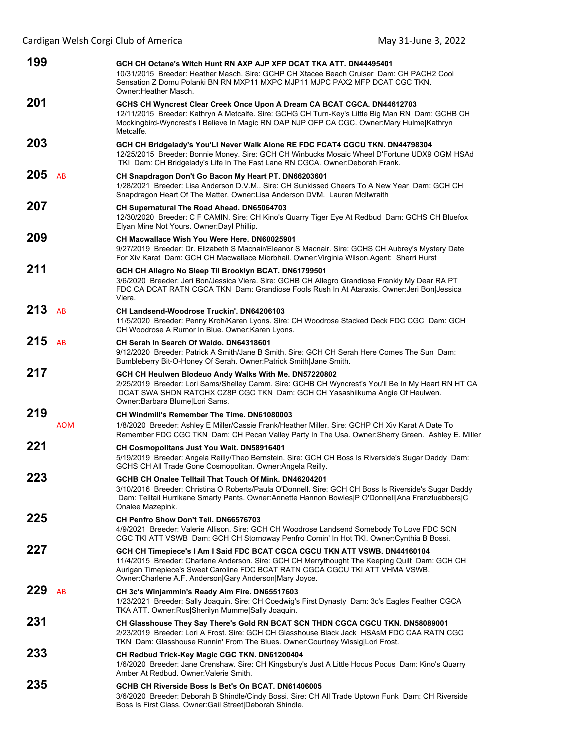**199** GCH CH Octane's Witch Hunt RN AXP AJP XFP DCAT TKA ATT. DN44495401
10/31/2015 Breeder: Heather Masch. Sire: GCHP CH Xtacee Beach Cruiser Dam: CH PACH2 Cool Sensation Z Domu Polanki BN RN MXP11 MXPC MJP11 MJPC PAX2 MFP DCAT CGC TKN. Owner:Heather Masch.

**201** GCHS CH Wyncrest Clear Creek Once Upon A Dream CA BCAT CGCA. DN44612703
12/11/2015 Breeder: Kathryn A Metcalfe. Sire: GCHG CH Turn-Key's Little Big Man RN Dam: GCHB CH Mockingbird-Wyncrest's I Believe In Magic RN OAP NJP OFP CA CGC. Owner:Mary Hulme|Kathryn Metcalfe.

**203** GCH CH Bridgelady's You'Ll Never Walk Alone RE FDC FCAT4 CGCU TKN. DN44798304
12/25/2015 Breeder: Bonnie Money. Sire: GCH CH Winbucks Mosaic Wheel D'Fortune UDX9 OGM HSAd TKI Dam: CH Bridgelady's Life In The Fast Lane RN CGCA. Owner:Deborah Frank.

**205** AB CH Snapdragon Don't Go Bacon My Heart PT. DN66203601
1/28/2021 Breeder: Lisa Anderson D.V.M.. Sire: CH Sunkissed Cheers To A New Year Dam: GCH CH Snapdragon Heart Of The Matter. Owner:Lisa Anderson DVM. Lauren Mcllwraith

**207** CH Supernatural The Road Ahead. DN65064703
12/30/2020 Breeder: C F CAMIN. Sire: CH Kino's Quarry Tiger Eye At Redbud Dam: GCHS CH Bluefox Elyan Mine Not Yours. Owner:Dayl Phillip.

**209** CH Macwallace Wish You Were Here. DN60025901
9/27/2019 Breeder: Dr. Elizabeth S Macnair/Eleanor S Macnair. Sire: GCHS CH Aubrey's Mystery Date For Xiv Karat Dam: GCH CH Macwallace Miorbhail. Owner:Virginia Wilson.Agent: Sherri Hurst

**211** GCH CH Allegro No Sleep Til Brooklyn BCAT. DN61799501
3/6/2020 Breeder: Jeri Bon/Jessica Viera. Sire: GCHB CH Allegro Grandiose Frankly My Dear RA PT FDC CA DCAT RATN CGCA TKN Dam: Grandiose Fools Rush In At Ataraxis. Owner:Jeri Bon|Jessica Viera.

**213** AB CH Landsend-Woodrose Truckin'. DN64206103
11/5/2020 Breeder: Penny Kroh/Karen Lyons. Sire: CH Woodrose Stacked Deck FDC CGC Dam: GCH CH Woodrose A Rumor In Blue. Owner:Karen Lyons.

**215** AB CH Serah In Search Of Waldo. DN64318601
9/12/2020 Breeder: Patrick A Smith/Jane B Smith. Sire: GCH CH Serah Here Comes The Sun Dam: Bumbleberry Bit-O-Honey Of Serah. Owner:Patrick Smith|Jane Smith.

**217** GCH CH Heulwen Blodeuo Andy Walks With Me. DN57220802
2/25/2019 Breeder: Lori Sams/Shelley Camm. Sire: GCHB CH Wyncrest's You'll Be In My Heart RN HT CA DCAT SWA SHDN RATCHX CZ8P CGC TKN Dam: GCH CH Yasashiikuma Angie Of Heulwen. Owner:Barbara Blume|Lori Sams.

**219** AOM CH Windmill's Remember The Time. DN61080003
1/8/2020 Breeder: Ashley E Miller/Cassie Frank/Heather Miller. Sire: GCHP CH Xiv Karat A Date To Remember FDC CGC TKN Dam: CH Pecan Valley Party In The Usa. Owner:Sherry Green. Ashley E. Miller

**221** CH Cosmopolitans Just You Wait. DN58916401
5/19/2019 Breeder: Angela Reilly/Theo Bernstein. Sire: GCH CH Boss Is Riverside's Sugar Daddy Dam: GCHS CH All Trade Gone Cosmopolitan. Owner:Angela Reilly.

**223** GCHB CH Onalee Telltail That Touch Of Mink. DN46204201
3/10/2016 Breeder: Christina O Roberts/Paula O'Donnell. Sire: GCH CH Boss Is Riverside's Sugar Daddy Dam: Telltail Hurrikane Smarty Pants. Owner:Annette Hannon Bowles|P O'Donnell|Ana Franzluebbers|C Onalee Mazepink.

**225** CH Penfro Show Don't Tell. DN66576703
4/9/2021 Breeder: Valerie Allison. Sire: GCH CH Woodrose Landsend Somebody To Love FDC SCN CGC TKI ATT VSWB Dam: GCH CH Stornoway Penfro Comin' In Hot TKI. Owner:Cynthia B Bossi.

**227** GCH CH Timepiece's I Am I Said FDC BCAT CGCA CGCU TKN ATT VSWB. DN44160104
11/4/2015 Breeder: Charlene Anderson. Sire: GCH CH Merrythought The Keeping Quilt Dam: GCH CH Aurigan Timepiece's Sweet Caroline FDC BCAT RATN CGCA CGCU TKI ATT VHMA VSWB. Owner:Charlene A.F. Anderson|Gary Anderson|Mary Joyce.

**229** AB CH 3c's Winjammin's Ready Aim Fire. DN65517603
1/23/2021 Breeder: Sally Joaquin. Sire: CH Coedwig's First Dynasty Dam: 3c's Eagles Feather CGCA TKA ATT. Owner:Rus|Sherilyn Mumme|Sally Joaquin.

**231** CH Glasshouse They Say There's Gold RN BCAT SCN THDN CGCA CGCU TKN. DN58089001
2/23/2019 Breeder: Lori A Frost. Sire: GCH CH Glasshouse Black Jack HSAsM FDC CAA RATN CGC TKN Dam: Glasshouse Runnin' From The Blues. Owner:Courtney Wissig|Lori Frost.

**233** CH Redbud Trick-Key Magic CGC TKN. DN61200404
1/6/2020 Breeder: Jane Crenshaw. Sire: CH Kingsbury's Just A Little Hocus Pocus Dam: Kino's Quarry Amber At Redbud. Owner:Valerie Smith.

**235** GCHB CH Riverside Boss Is Bet's On BCAT. DN61406005
3/6/2020 Breeder: Deborah B Shindle/Cindy Bossi. Sire: CH All Trade Uptown Funk Dam: CH Riverside Boss Is First Class. Owner:Gail Street|Deborah Shindle.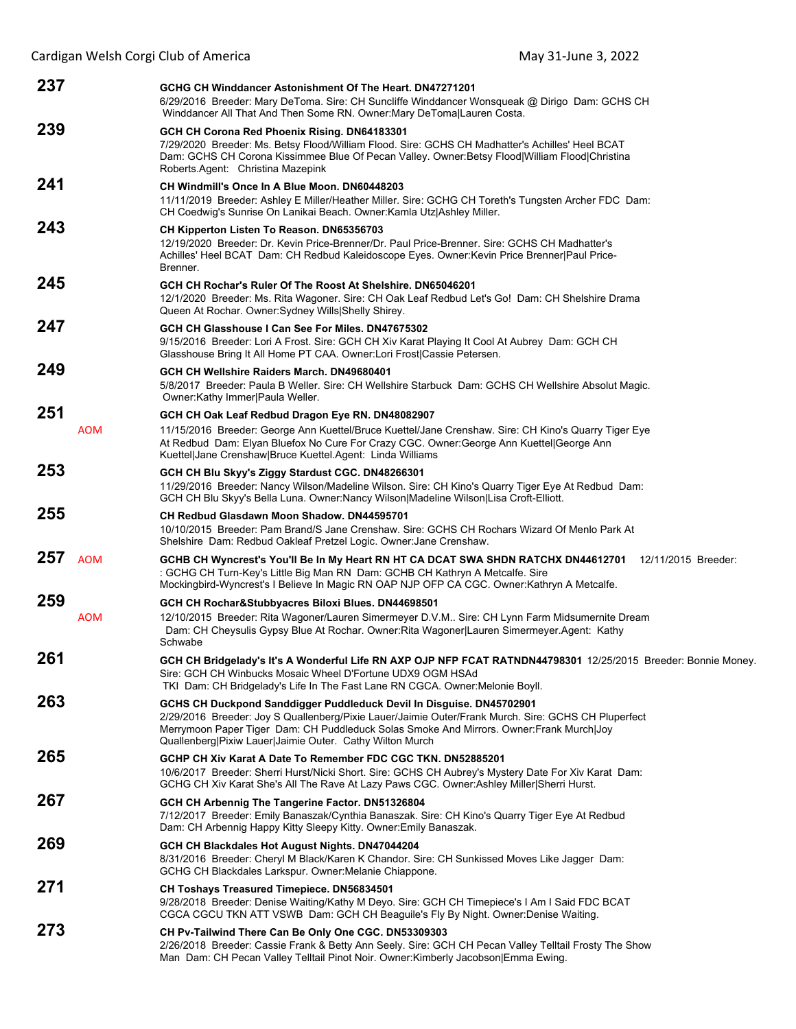**237** **GCHG CH Winddancer Astonishment Of The Heart. DN47271201**
6/29/2016 Breeder: Mary DeToma. Sire: CH Suncliffe Winddancer Wonsqueak @ Dirigo Dam: GCHS CH Winddancer All That And Then Some RN. Owner:Mary DeToma|Lauren Costa.

**239** **GCH CH Corona Red Phoenix Rising. DN64183301**
7/29/2020 Breeder: Ms. Betsy Flood/William Flood. Sire: GCHS CH Madhatter's Achilles' Heel BCAT Dam: GCHS CH Corona Kissimmee Blue Of Pecan Valley. Owner:Betsy Flood|William Flood|Christina Roberts.Agent: Christina Mazepink

**241** **CH Windmill's Once In A Blue Moon. DN60448203**
11/11/2019 Breeder: Ashley E Miller/Heather Miller. Sire: GCHG CH Toreth's Tungsten Archer FDC Dam: CH Coedwig's Sunrise On Lanikai Beach. Owner:Kamla Utz|Ashley Miller.

**243** **CH Kipperton Listen To Reason. DN65356703**
12/19/2020 Breeder: Dr. Kevin Price-Brenner/Dr. Paul Price-Brenner. Sire: GCHS CH Madhatter's Achilles' Heel BCAT Dam: CH Redbud Kaleidoscope Eyes. Owner:Kevin Price Brenner|Paul Price-Brenner.

**245** **GCH CH Rochar's Ruler Of The Roost At Shelshire. DN65046201**
12/1/2020 Breeder: Ms. Rita Wagoner. Sire: CH Oak Leaf Redbud Let's Go! Dam: CH Shelshire Drama Queen At Rochar. Owner:Sydney Wills|Shelly Shirey.

**247** **GCH CH Glasshouse I Can See For Miles. DN47675302**
9/15/2016 Breeder: Lori A Frost. Sire: GCH CH Xiv Karat Playing It Cool At Aubrey Dam: GCH CH Glasshouse Bring It All Home PT CAA. Owner:Lori Frost|Cassie Petersen.

**249** **GCH CH Wellshire Raiders March. DN49680401**
5/8/2017 Breeder: Paula B Weller. Sire: CH Wellshire Starbuck Dam: GCHS CH Wellshire Absolut Magic. Owner:Kathy Immer|Paula Weller.

**251** AOM **GCH CH Oak Leaf Redbud Dragon Eye RN. DN48082907**
11/15/2016 Breeder: George Ann Kuettel/Bruce Kuettel/Jane Crenshaw. Sire: CH Kino's Quarry Tiger Eye At Redbud Dam: Elyan Bluefox No Cure For Crazy CGC. Owner:George Ann Kuettel|George Ann Kuettel|Jane Crenshaw|Bruce Kuettel.Agent: Linda Williams

**253** **GCH CH Blu Skyy's Ziggy Stardust CGC. DN48266301**
11/29/2016 Breeder: Nancy Wilson/Madeline Wilson. Sire: CH Kino's Quarry Tiger Eye At Redbud Dam: GCH CH Blu Skyy's Bella Luna. Owner:Nancy Wilson|Madeline Wilson|Lisa Croft-Elliott.

**255** **CH Redbud Glasdawn Moon Shadow. DN44595701**
10/10/2015 Breeder: Pam Brand/S Jane Crenshaw. Sire: GCHS CH Rochars Wizard Of Menlo Park At Shelshire Dam: Redbud Oakleaf Pretzel Logic. Owner:Jane Crenshaw.

**257** AOM **GCHB CH Wyncrest's You'll Be In My Heart RN HT CA DCAT SWA SHDN RATCHX DN44612701** 12/11/2015 Breeder: : GCHG CH Turn-Key's Little Big Man RN Dam: GCHB CH Kathryn A Metcalfe. Sire Mockingbird-Wyncrest's I Believe In Magic RN OAP NJP OFP CA CGC. Owner:Kathryn A Metcalfe.

**259** AOM **GCH CH Rochar&Stubbyacres Biloxi Blues. DN44698501**
12/10/2015 Breeder: Rita Wagoner/Lauren Simermeyer D.V.M.. Sire: CH Lynn Farm Midsumernite Dream Dam: CH Cheysulis Gypsy Blue At Rochar. Owner:Rita Wagoner|Lauren Simermeyer.Agent: Kathy Schwabe

**261** **GCH CH Bridgelady's It's A Wonderful Life RN AXP OJP NFP FCAT RATNDN44798301** 12/25/2015 Breeder: Bonnie Money. Sire: GCH CH CH Winbucks Mosaic Wheel D'Fortune UDX9 OGM HSAd TKI Dam: CH Bridgelady's Life In The Fast Lane RN CGCA. Owner:Melonie Boyll.

**263** **GCHS CH Duckpond Sanddigger Puddleduck Devil In Disguise. DN45702901**
2/29/2016 Breeder: Joy S Quallenberg/Pixie Lauer/Jaimie Outer/Frank Murch. Sire: GCHS CH Pluperfect Merrymoon Paper Tiger Dam: CH Puddleduck Solas Smoke And Mirrors. Owner:Frank Murch|Joy Quallenberg|Pixiw Lauer|Jaimie Outer. Cathy Wilton Murch

**265** **GCHP CH Xiv Karat A Date To Remember FDC CGC TKN. DN52885201**
10/6/2017 Breeder: Sherri Hurst/Nicki Short. Sire: GCHS CH Aubrey's Mystery Date For Xiv Karat Dam: GCHG CH Xiv Karat She's All The Rave At Lazy Paws CGC. Owner:Ashley Miller|Sherri Hurst.

**267** **GCH CH Arbennig The Tangerine Factor. DN51326804**
7/12/2017 Breeder: Emily Banaszak/Cynthia Banaszak. Sire: CH Kino's Quarry Tiger Eye At Redbud Dam: CH Arbennig Happy Kitty Sleepy Kitty. Owner:Emily Banaszak.

**269** **GCH CH Blackdales Hot August Nights. DN47044204**
8/31/2016 Breeder: Cheryl M Black/Karen K Chandor. Sire: CH Sunkissed Moves Like Jagger Dam: GCHG CH Blackdales Larkspur. Owner:Melanie Chiappone.

**271** **CH Toshays Treasured Timepiece. DN56834501**
9/28/2018 Breeder: Denise Waiting/Kathy M Deyo. Sire: GCH CH Timepiece's I Am I Said FDC BCAT CGCA CGCU TKN ATT VSWB Dam: GCH CH Beaguile's Fly By Night. Owner:Denise Waiting.

**273** **CH Pv-Tailwind There Can Be Only One CGC. DN53309303**
2/26/2018 Breeder: Cassie Frank & Betty Ann Seely. Sire: GCH CH Pecan Valley Telltail Frosty The Show Man Dam: CH Pecan Valley Telltail Pinot Noir. Owner:Kimberly Jacobson|Emma Ewing.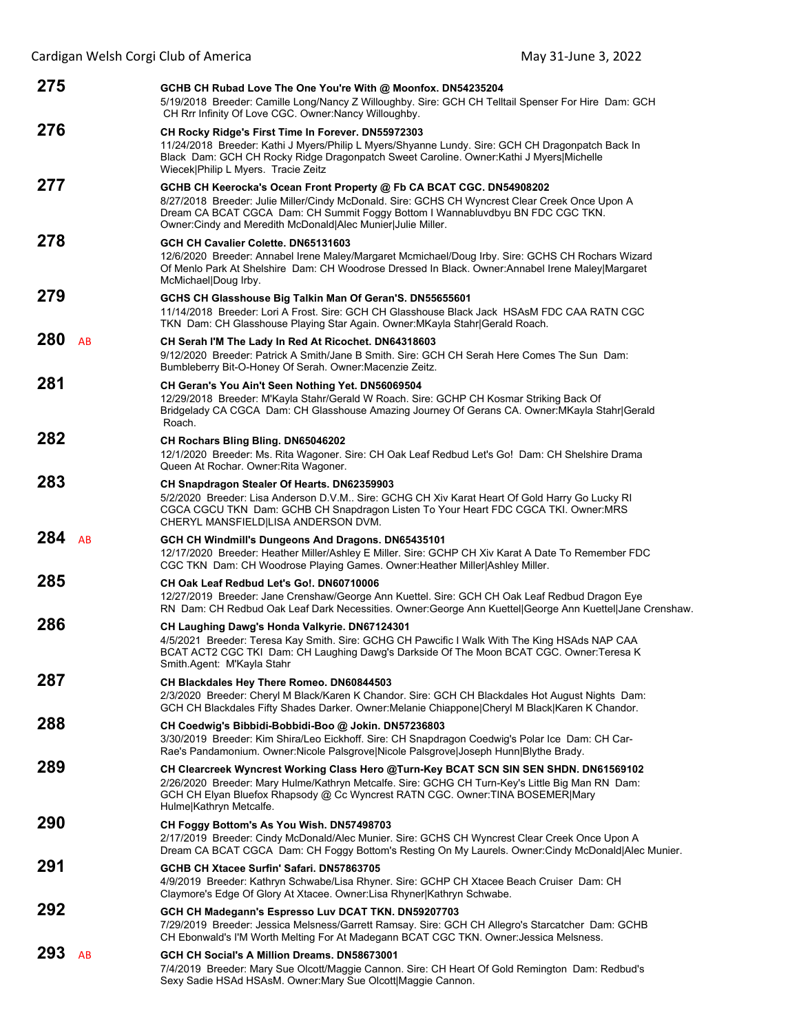**275** GCHB CH Rubad Love The One You're With @ Moonfox. DN54235204
5/19/2018 Breeder: Camille Long/Nancy Z Willoughby. Sire: GCH CH Telltail Spenser For Hire Dam: GCH CH Rrr Infinity Of Love CGC. Owner:Nancy Willoughby.

**276** CH Rocky Ridge's First Time In Forever. DN55972303
11/24/2018 Breeder: Kathi J Myers/Philip L Myers/Shyanne Lundy. Sire: GCH CH Dragonpatch Back In Black Dam: GCH CH Rocky Ridge Dragonpatch Sweet Caroline. Owner:Kathi J Myers|Michelle Wiecek|Philip L Myers. Tracie Zeitz

**277** GCHB CH Keerocka's Ocean Front Property @ Fb CA BCAT CGC. DN54908202
8/27/2018 Breeder: Julie Miller/Cindy McDonald. Sire: GCHS CH Wyncrest Clear Creek Once Upon A Dream CA BCAT CGCA Dam: CH Summit Foggy Bottom I Wannabluvdbyu BN FDC CGC TKN. Owner:Cindy and Meredith McDonald|Alec Munier|Julie Miller.

**278** GCH CH Cavalier Colette. DN65131603
12/6/2020 Breeder: Annabel Irene Maley/Margaret Mcmichael/Doug Irby. Sire: GCHS CH Rochars Wizard Of Menlo Park At Shelshire Dam: CH Woodrose Dressed In Black. Owner:Annabel Irene Maley|Margaret McMichael|Doug Irby.

**279** GCHS CH Glasshouse Big Talkin Man Of Geran'S. DN55655601
11/14/2018 Breeder: Lori A Frost. Sire: GCH CH Glasshouse Black Jack HSAsM FDC CAA RATN CGC TKN Dam: CH Glasshouse Playing Star Again. Owner:MKayla Stahr|Gerald Roach.

**280** AB CH Serah I'M The Lady In Red At Ricochet. DN64318603
9/12/2020 Breeder: Patrick A Smith/Jane B Smith. Sire: GCH CH Serah Here Comes The Sun Dam: Bumbleberry Bit-O-Honey Of Serah. Owner:Macenzie Zeitz.

**281** CH Geran's You Ain't Seen Nothing Yet. DN56069504
12/29/2018 Breeder: M'Kayla Stahr/Gerald W Roach. Sire: GCHP CH Kosmar Striking Back Of Bridgelady CA CGCA Dam: CH Glasshouse Amazing Journey Of Gerans CA. Owner:MKayla Stahr|Gerald Roach.

**282** CH Rochars Bling Bling. DN65046202
12/1/2020 Breeder: Ms. Rita Wagoner. Sire: CH Oak Leaf Redbud Let's Go! Dam: CH Shelshire Drama Queen At Rochar. Owner:Rita Wagoner.

**283** CH Snapdragon Stealer Of Hearts. DN62359903
5/2/2020 Breeder: Lisa Anderson D.V.M.. Sire: GCHG CH Xiv Karat Heart Of Gold Harry Go Lucky RI CGCA CGCU TKN Dam: GCHB CH Snapdragon Listen To Your Heart FDC CGCA TKI. Owner:MRS CHERYL MANSFIELD|LISA ANDERSON DVM.

**284** AB GCH CH Windmill's Dungeons And Dragons. DN65435101
12/17/2020 Breeder: Heather Miller/Ashley E Miller. Sire: GCHP CH Xiv Karat A Date To Remember FDC CGC TKN Dam: CH Woodrose Playing Games. Owner:Heather Miller|Ashley Miller.

**285** CH Oak Leaf Redbud Let's Go!. DN60710006
12/27/2019 Breeder: Jane Crenshaw/George Ann Kuettel. Sire: GCH CH Oak Leaf Redbud Dragon Eye RN Dam: CH Redbud Oak Leaf Dark Necessities. Owner:George Ann Kuettel|George Ann Kuettel|Jane Crenshaw.

**286** CH Laughing Dawg's Honda Valkyrie. DN67124301
4/5/2021 Breeder: Teresa Kay Smith. Sire: GCHG CH Pawcific I Walk With The King HSAds NAP CAA BCAT ACT2 CGC TKI Dam: CH Laughing Dawg's Darkside Of The Moon BCAT CGC. Owner:Teresa K Smith.Agent: M'Kayla Stahr

**287** CH Blackdales Hey There Romeo. DN60844503
2/3/2020 Breeder: Cheryl M Black/Karen K Chandor. Sire: GCH CH Blackdales Hot August Nights Dam: GCH CH Blackdales Fifty Shades Darker. Owner:Melanie Chiappone|Cheryl M Black|Karen K Chandor.

**288** CH Coedwig's Bibbidi-Bobbidi-Boo @ Jokin. DN57236803
3/30/2019 Breeder: Kim Shira/Leo Eickhoff. Sire: CH Snapdragon Coedwig's Polar Ice Dam: CH Car-Rae's Pandamonium. Owner:Nicole Palsgrove|Nicole Palsgrove|Joseph Hunn|Blythe Brady.

**289** CH Clearcreek Wyncrest Working Class Hero @Turn-Key BCAT SCN SIN SEN SHDN. DN61569102
2/26/2020 Breeder: Mary Hulme/Kathryn Metcalfe. Sire: GCHG CH Turn-Key's Little Big Man RN Dam: GCH CH Elyan Bluefox Rhapsody @ Cc Wyncrest RATN CGC. Owner:TINA BOSEMER|Mary Hulme|Kathryn Metcalfe.

**290** CH Foggy Bottom's As You Wish. DN57498703
2/17/2019 Breeder: Cindy McDonald/Alec Munier. Sire: GCHS CH Wyncrest Clear Creek Once Upon A Dream CA BCAT CGCA Dam: CH Foggy Bottom's Resting On My Laurels. Owner:Cindy McDonald|Alec Munier.

**291** GCHB CH Xtacee Surfin' Safari. DN57863705
4/9/2019 Breeder: Kathryn Schwabe/Lisa Rhyner. Sire: GCHP CH Xtacee Beach Cruiser Dam: CH Claymore's Edge Of Glory At Xtacee. Owner:Lisa Rhyner|Kathryn Schwabe.

**292** GCH CH Madegann's Espresso Luv DCAT TKN. DN59207703
7/29/2019 Breeder: Jessica Melsness/Garrett Ramsay. Sire: GCH CH Allegro's Starcatcher Dam: GCHB CH Ebonwald's I'M Worth Melting For At Madegann BCAT CGC TKN. Owner:Jessica Melsness.

**293** AB GCH CH Social's A Million Dreams. DN58673001
7/4/2019 Breeder: Mary Sue Olcott/Maggie Cannon. Sire: CH Heart Of Gold Remington Dam: Redbud's Sexy Sadie HSAd HSAsM. Owner:Mary Sue Olcott|Maggie Cannon.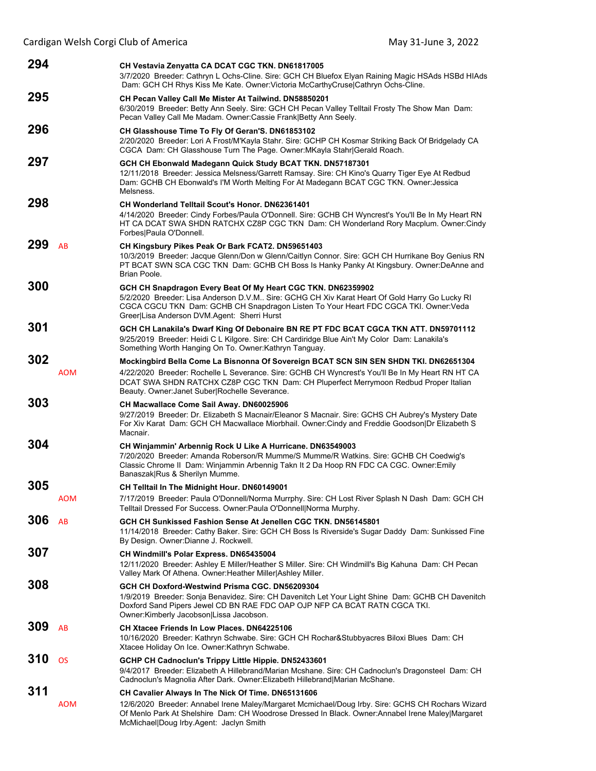**294** CH Vestavia Zenyatta CA DCAT CGC TKN. DN61817005
3/7/2020 Breeder: Cathryn L Ochs-Cline. Sire: GCH CH Bluefox Elyan Raining Magic HSAds HSBd HIAds Dam: GCH CH Rhys Kiss Me Kate. Owner:Victoria McCarthyCruse|Cathryn Ochs-Cline.

**295** CH Pecan Valley Call Me Mister At Tailwind. DN58850201
6/30/2019 Breeder: Betty Ann Seely. Sire: GCH CH Pecan Valley Telltail Frosty The Show Man Dam: Pecan Valley Call Me Madam. Owner:Cassie Frank|Betty Ann Seely.

**296** CH Glasshouse Time To Fly Of Geran'S. DN61853102
2/20/2020 Breeder: Lori A Frost/M'Kayla Stahr. Sire: GCHP CH Kosmar Striking Back Of Bridgelady CA CGCA Dam: CH Glasshouse Turn The Page. Owner:MKayla Stahr|Gerald Roach.

**297** GCH CH Ebonwald Madegann Quick Study BCAT TKN. DN57187301
12/11/2018 Breeder: Jessica Melsness/Garrett Ramsay. Sire: CH Kino's Quarry Tiger Eye At Redbud Dam: GCHB CH Ebonwald's I'M Worth Melting For At Madegann BCAT CGC TKN. Owner:Jessica Melsness.

**298** CH Wonderland Telltail Scout's Honor. DN62361401
4/14/2020 Breeder: Cindy Forbes/Paula O'Donnell. Sire: GCHB CH Wyncrest's You'll Be In My Heart RN HT CA DCAT SWA SHDN RATCHX CZ8P CGC TKN Dam: CH Wonderland Rory Macplum. Owner:Cindy Forbes|Paula O'Donnell.

**299** AB CH Kingsbury Pikes Peak Or Bark FCAT2. DN59651403
10/3/2019 Breeder: Jacque Glenn/Don w Glenn/Caitlyn Connor. Sire: GCH CH Hurrikane Boy Genius RN PT BCAT SWN SCA CGC TKN Dam: GCHB CH Boss Is Hanky Panky At Kingsbury. Owner:DeAnne and Brian Poole.

**300** GCH CH Snapdragon Every Beat Of My Heart CGC TKN. DN62359902
5/2/2020 Breeder: Lisa Anderson D.V.M.. Sire: GCHG CH Xiv Karat Heart Of Gold Harry Go Lucky RI CGCA CGCU TKN Dam: GCHB CH Snapdragon Listen To Your Heart FDC CGCA TKI. Owner:Veda Greer|Lisa Anderson DVM.Agent: Sherri Hurst

**301** GCH CH Lanakila's Dwarf King Of Debonaire BN RE PT FDC BCAT CGCA TKN ATT. DN59701112
9/25/2019 Breeder: Heidi C L Kilgore. Sire: CH Cardiridge Blue Ain't My Color Dam: Lanakila's Something Worth Hanging On To. Owner:Kathryn Tanguay.

**302** AOM Mockingbird Bella Come La Bisnonna Of Sovereign BCAT SCN SIN SEN SHDN TKI. DN62651304
4/22/2020 Breeder: Rochelle L Severance. Sire: GCHB CH Wyncrest's You'll Be In My Heart RN HT CA DCAT SWA SHDN RATCHX CZ8P CGC TKN Dam: CH Pluperfect Merrymoon Redbud Proper Italian Beauty. Owner:Janet Suber|Rochelle Severance.

**303** CH Macwallace Come Sail Away. DN60025906
9/27/2019 Breeder: Dr. Elizabeth S Macnair/Eleanor S Macnair. Sire: GCHS CH Aubrey's Mystery Date For Xiv Karat Dam: GCH CH Macwallace Miorbhail. Owner:Cindy and Freddie Goodson|Dr Elizabeth S Macnair.

**304** CH Winjammin' Arbennig Rock U Like A Hurricane. DN63549003
7/20/2020 Breeder: Amanda Roberson/R Mumme/S Mumme/R Watkins. Sire: GCHB CH Coedwig's Classic Chrome II Dam: Winjammin Arbennig Takn It 2 Da Hoop RN FDC CA CGC. Owner:Emily Banaszak|Rus & Sherilyn Mumme.

**305** AOM CH Telltail In The Midnight Hour. DN60149001
7/17/2019 Breeder: Paula O'Donnell/Norma Murrphy. Sire: CH Lost River Splash N Dash Dam: GCH CH Telltail Dressed For Success. Owner:Paula O'Donnell|Norma Murphy.

**306** AB GCH CH Sunkissed Fashion Sense At Jenellen CGC TKN. DN56145801
11/14/2018 Breeder: Cathy Baker. Sire: GCH CH Boss Is Riverside's Sugar Daddy Dam: Sunkissed Fine By Design. Owner:Dianne J. Rockwell.

**307** CH Windmill's Polar Express. DN65435004
12/11/2020 Breeder: Ashley E Miller/Heather S Miller. Sire: CH Windmill's Big Kahuna Dam: CH Pecan Valley Mark Of Athena. Owner:Heather Miller|Ashley Miller.

**308** GCH CH Doxford-Westwind Prisma CGC. DN56209304
1/9/2019 Breeder: Sonja Benavidez. Sire: CH Davenitch Let Your Light Shine Dam: GCHB CH Davenitch Doxford Sand Pipers Jewel CD BN RAE FDC OAP OJP NFP CA BCAT RATN CGCA TKI. Owner:Kimberly Jacobson|Lissa Jacobson.

**309** AB CH Xtacee Friends In Low Places. DN64225106
10/16/2020 Breeder: Kathryn Schwabe. Sire: GCH CH Rochar&Stubbyacres Biloxi Blues Dam: CH Xtacee Holiday On Ice. Owner:Kathryn Schwabe.

**310** OS GCHP CH Cadnoclun's Trippy Little Hippie. DN52433601
9/4/2017 Breeder: Elizabeth A Hillebrand/Marian Mcshane. Sire: CH Cadnoclun's Dragonsteel Dam: CH Cadnoclun's Magnolia After Dark. Owner:Elizabeth Hillebrand|Marian McShane.

**311** AOM CH Cavalier Always In The Nick Of Time. DN65131606
12/6/2020 Breeder: Annabel Irene Maley/Margaret Mcmichael/Doug Irby. Sire: GCHS CH Rochars Wizard Of Menlo Park At Shelshire Dam: CH Woodrose Dressed In Black. Owner:Annabel Irene Maley|Margaret McMichael|Doug Irby.Agent: Jaclyn Smith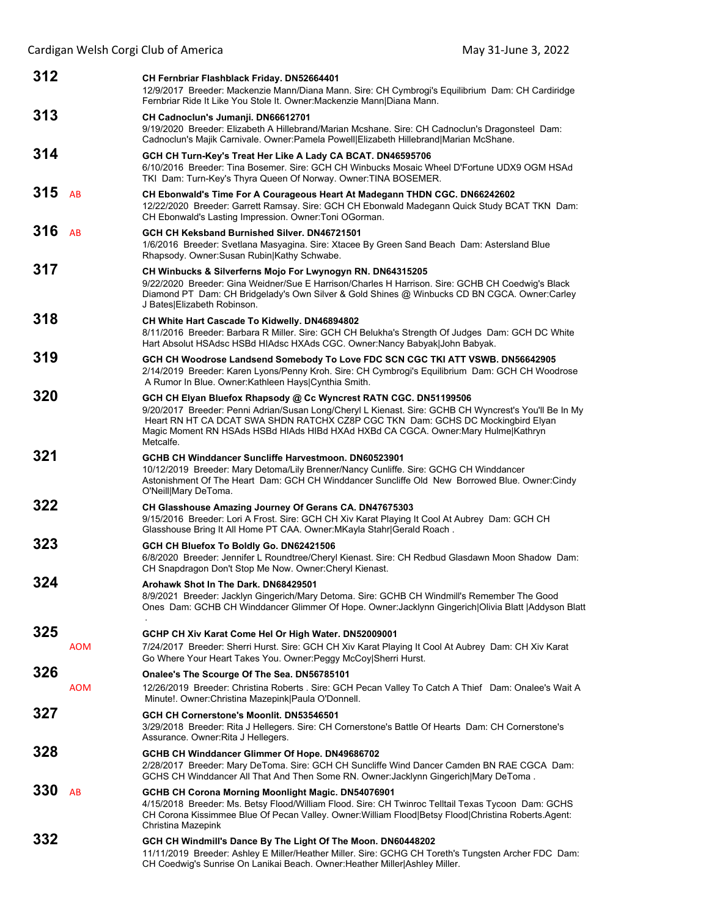**312** CH Fernbriar Flashblack Friday. DN52664401
12/9/2017 Breeder: Mackenzie Mann/Diana Mann. Sire: CH Cymbrogi's Equilibrium Dam: CH Cardiridge Fernbriar Ride It Like You Stole It. Owner:Mackenzie Mann|Diana Mann.

**313** CH Cadnoclun's Jumanji. DN66612701
9/19/2020 Breeder: Elizabeth A Hillebrand/Marian Mcshane. Sire: CH Cadnoclun's Dragonsteel Dam: Cadnoclun's Majik Carnivale. Owner:Pamela Powell|Elizabeth Hillebrand|Marian McShane.

**314** GCH CH Turn-Key's Treat Her Like A Lady CA BCAT. DN46595706
6/10/2016 Breeder: Tina Bosemer. Sire: GCH CH Winbucks Mosaic Wheel D'Fortune UDX9 OGM HSAd TKI Dam: Turn-Key's Thyra Queen Of Norway. Owner:TINA BOSEMER.

**315** AB CH Ebonwald's Time For A Courageous Heart At Madegann THDN CGC. DN66242602
12/22/2020 Breeder: Garrett Ramsay. Sire: GCH CH Ebonwald Madegann Quick Study BCAT TKN Dam: CH Ebonwald's Lasting Impression. Owner:Toni OGorman.

**316** AB GCH CH Keksband Burnished Silver. DN46721501
1/6/2016 Breeder: Svetlana Masyagina. Sire: Xtacee By Green Sand Beach Dam: Astersland Blue Rhapsody. Owner:Susan Rubin|Kathy Schwabe.

**317** CH Winbucks & Silverferns Mojo For Lwynogyn RN. DN64315205
9/22/2020 Breeder: Gina Weidner/Sue E Harrison/Charles H Harrison. Sire: GCHB CH Coedwig's Black Diamond PT Dam: CH Bridgelady's Own Silver & Gold Shines @ Winbucks CD BN CGCA. Owner:Carley J Bates|Elizabeth Robinson.

**318** CH White Hart Cascade To Kidwelly. DN46894802
8/11/2016 Breeder: Barbara R Miller. Sire: GCH CH Belukha's Strength Of Judges Dam: GCH DC White Hart Absolut HSAdsc HSBd HIAdsc HXAds CGC. Owner:Nancy Babyak|John Babyak.

**319** GCH CH Woodrose Landsend Somebody To Love FDC SCN CGC TKI ATT VSWB. DN56642905
2/14/2019 Breeder: Karen Lyons/Penny Kroh. Sire: CH Cymbrogi's Equilibrium Dam: GCH CH Woodrose A Rumor In Blue. Owner:Kathleen Hays|Cynthia Smith.

**320** GCH CH Elyan Bluefox Rhapsody @ Cc Wyncrest RATN CGC. DN51199506
9/20/2017 Breeder: Penni Adrian/Susan Long/Cheryl L Kienast. Sire: GCHB CH Wyncrest's You'll Be In My Heart RN HT CA DCAT SWA SHDN RATCHX CZ8P CGC TKN Dam: GCHS DC Mockingbird Elyan Magic Moment RN HSAds HSBd HIAds HIBd HXAd HXBd CA CGCA. Owner:Mary Hulme|Kathryn Metcalfe.

**321** GCHB CH Winddancer Suncliffe Harvestmoon. DN60523901
10/12/2019 Breeder: Mary Detoma/Lily Brenner/Nancy Cunliffe. Sire: GCHG CH Winddancer Astonishment Of The Heart Dam: GCH CH Winddancer Suncliffe Old New Borrowed Blue. Owner:Cindy O'Neill|Mary DeToma.

**322** CH Glasshouse Amazing Journey Of Gerans CA. DN47675303
9/15/2016 Breeder: Lori A Frost. Sire: GCH CH Xiv Karat Playing It Cool At Aubrey Dam: GCH CH Glasshouse Bring It All Home PT CAA. Owner:MKayla Stahr|Gerald Roach .

**323** GCH CH Bluefox To Boldly Go. DN62421506
6/8/2020 Breeder: Jennifer L Roundtree/Cheryl Kienast. Sire: CH Redbud Glasdawn Moon Shadow Dam: CH Snapdragon Don't Stop Me Now. Owner:Cheryl Kienast.

**324** Arohawk Shot In The Dark. DN68429501
8/9/2021 Breeder: Jacklyn Gingerich/Mary Detoma. Sire: GCHB CH Windmill's Remember The Good Ones Dam: GCHB CH Winddancer Glimmer Of Hope. Owner:Jacklynn Gingerich|Olivia Blatt |Addyson Blatt .

**325** AOM GCHP CH Xiv Karat Come Hel Or High Water. DN52009001
7/24/2017 Breeder: Sherri Hurst. Sire: GCH CH Xiv Karat Playing It Cool At Aubrey Dam: CH Xiv Karat Go Where Your Heart Takes You. Owner:Peggy McCoy|Sherri Hurst.

**326** AOM Onalee's The Scourge Of The Sea. DN56785101
12/26/2019 Breeder: Christina Roberts . Sire: GCH Pecan Valley To Catch A Thief Dam: Onalee's Wait A Minute!. Owner:Christina Mazepink|Paula O'Donnell.

**327** GCH CH Cornerstone's Moonlit. DN53546501
3/29/2018 Breeder: Rita J Hellegers. Sire: CH Cornerstone's Battle Of Hearts Dam: CH Cornerstone's Assurance. Owner:Rita J Hellegers.

**328** GCHB CH Winddancer Glimmer Of Hope. DN49686702
2/28/2017 Breeder: Mary DeToma. Sire: GCH CH Suncliffe Wind Dancer Camden BN RAE CGCA Dam: GCHS CH Winddancer All That And Then Some RN. Owner:Jacklynn Gingerich|Mary DeToma .

**330** AB GCHB CH Corona Morning Moonlight Magic. DN54076901
4/15/2018 Breeder: Ms. Betsy Flood/William Flood. Sire: CH Twinroc Telltail Texas Tycoon Dam: GCHS CH Corona Kissimmee Blue Of Pecan Valley. Owner:William Flood|Betsy Flood|Christina Roberts.Agent: Christina Mazepink

**332** GCH CH Windmill's Dance By The Light Of The Moon. DN60448202
11/11/2019 Breeder: Ashley E Miller/Heather Miller. Sire: GCHG CH Toreth's Tungsten Archer FDC Dam: CH Coedwig's Sunrise On Lanikai Beach. Owner:Heather Miller|Ashley Miller.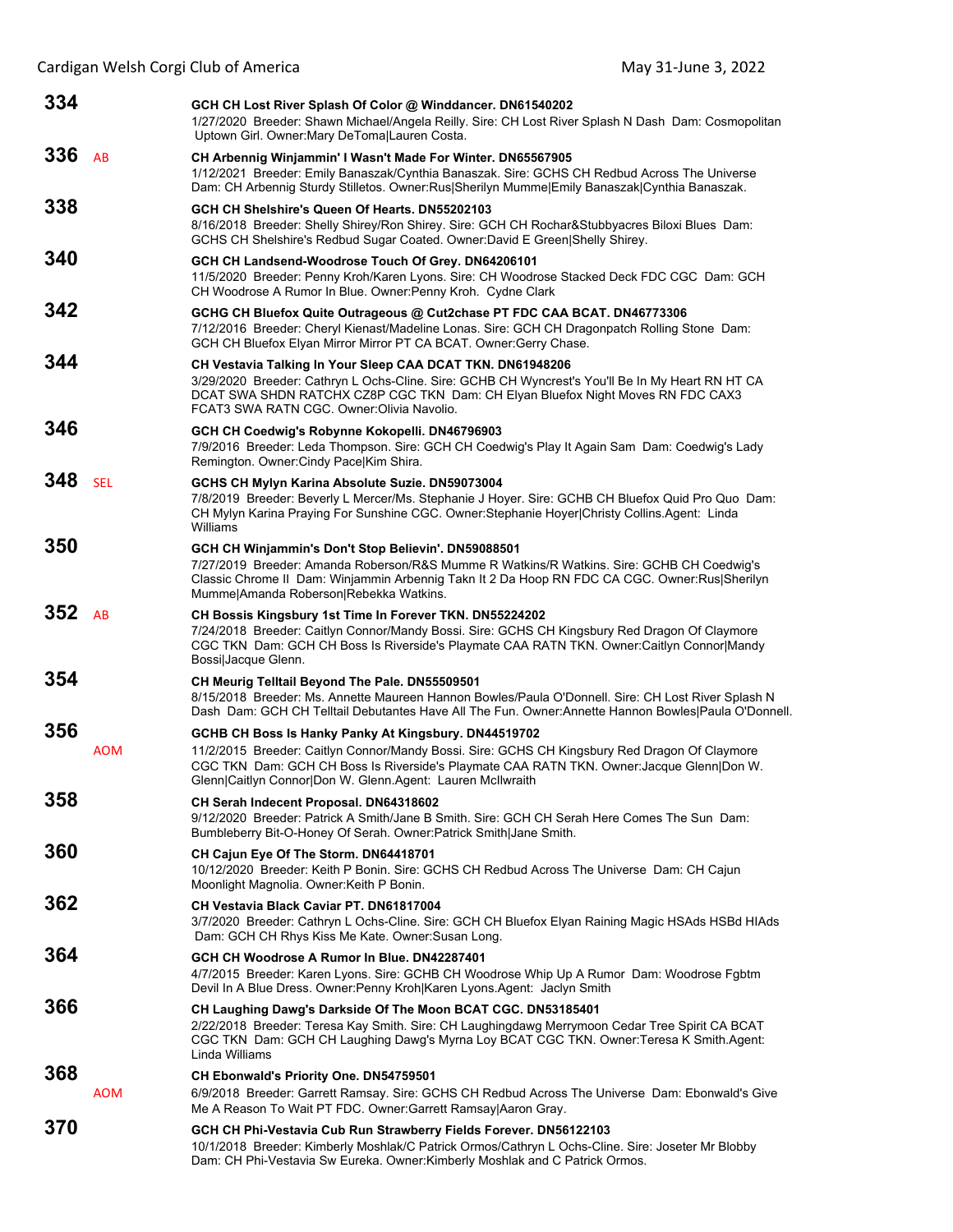**334** GCH CH Lost River Splash Of Color @ Winddancer. DN61540202
1/27/2020 Breeder: Shawn Michael/Angela Reilly. Sire: CH Lost River Splash N Dash Dam: Cosmopolitan Uptown Girl. Owner:Mary DeToma|Lauren Costa.

**336** AB **CH Arbennig Winjammin' I Wasn't Made For Winter. DN65567905**
1/12/2021 Breeder: Emily Banaszak/Cynthia Banaszak. Sire: GCHS CH Redbud Across The Universe Dam: CH Arbennig Sturdy Stilletos. Owner:Rus|Sherilyn Mumme|Emily Banaszak|Cynthia Banaszak.

**338** GCH CH Shelshire's Queen Of Hearts. DN55202103
8/16/2018 Breeder: Shelly Shirey/Ron Shirey. Sire: GCH CH Rochar&Stubbyacres Biloxi Blues Dam: GCHS CH Shelshire's Redbud Sugar Coated. Owner:David E Green|Shelly Shirey.

**340** GCH CH Landsend-Woodrose Touch Of Grey. DN64206101
11/5/2020 Breeder: Penny Kroh/Karen Lyons. Sire: CH Woodrose Stacked Deck FDC CGC Dam: GCH CH Woodrose A Rumor In Blue. Owner:Penny Kroh. Cydne Clark

**342** GCHG CH Bluefox Quite Outrageous @ Cut2chase PT FDC CAA BCAT. DN46773306
7/12/2016 Breeder: Cheryl Kienast/Madeline Lonas. Sire: GCH CH Dragonpatch Rolling Stone Dam: GCH CH Bluefox Elyan Mirror Mirror PT CA BCAT. Owner:Gerry Chase.

**344** CH Vestavia Talking In Your Sleep CAA DCAT TKN. DN61948206
3/29/2020 Breeder: Cathryn L Ochs-Cline. Sire: GCHB CH Wyncrest's You'll Be In My Heart RN HT CA DCAT SWA SHDN RATCHX CZ8P CGC TKN Dam: CH Elyan Bluefox Night Moves RN FDC CAX3 FCAT3 SWA RATN CGC. Owner:Olivia Navolio.

**346** GCH CH Coedwig's Robynne Kokopelli. DN46796903
7/9/2016 Breeder: Leda Thompson. Sire: GCH CH Coedwig's Play It Again Sam Dam: Coedwig's Lady Remington. Owner:Cindy Pace|Kim Shira.

**348** SEL **GCHS CH Mylyn Karina Absolute Suzie. DN59073004**
7/8/2019 Breeder: Beverly L Mercer/Ms. Stephanie J Hoyer. Sire: GCHB CH Bluefox Quid Pro Quo Dam: CH Mylyn Karina Praying For Sunshine CGC. Owner:Stephanie Hoyer|Christy Collins.Agent: Linda Williams

**350** GCH CH Winjammin's Don't Stop Believin'. DN59088501
7/27/2019 Breeder: Amanda Roberson/R&S Mumme R Watkins/R Watkins. Sire: GCHB CH Coedwig's Classic Chrome II Dam: Winjammin Arbennig Takn It 2 Da Hoop RN FDC CA CGC. Owner:Rus|Sherilyn Mumme|Amanda Roberson|Rebekka Watkins.

**352** AB **CH Bossis Kingsbury 1st Time In Forever TKN. DN55224202**
7/24/2018 Breeder: Caitlyn Connor/Mandy Bossi. Sire: GCHS CH Kingsbury Red Dragon Of Claymore CGC TKN Dam: GCH CH Boss Is Riverside's Playmate CAA RATN TKN. Owner:Caitlyn Connor|Mandy Bossi|Jacque Glenn.

**354** CH Meurig Telltail Beyond The Pale. DN55509501
8/15/2018 Breeder: Ms. Annette Maureen Hannon Bowles/Paula O'Donnell. Sire: CH Lost River Splash N Dash Dam: GCH CH Telltail Debutantes Have All The Fun. Owner:Annette Hannon Bowles|Paula O'Donnell.

**356** AOM **GCHB CH Boss Is Hanky Panky At Kingsbury. DN44519702**
11/2/2015 Breeder: Caitlyn Connor/Mandy Bossi. Sire: GCHS CH Kingsbury Red Dragon Of Claymore CGC TKN Dam: GCH CH Boss Is Riverside's Playmate CAA RATN TKN. Owner:Jacque Glenn|Don W. Glenn|Caitlyn Connor|Don W. Glenn.Agent: Lauren McIlwraith

**358** CH Serah Indecent Proposal. DN64318602
9/12/2020 Breeder: Patrick A Smith/Jane B Smith. Sire: GCH CH Serah Here Comes The Sun Dam: Bumbleberry Bit-O-Honey Of Serah. Owner:Patrick Smith|Jane Smith.

**360** CH Cajun Eye Of The Storm. DN64418701
10/12/2020 Breeder: Keith P Bonin. Sire: GCHS CH Redbud Across The Universe Dam: CH Cajun Moonlight Magnolia. Owner:Keith P Bonin.

**362** CH Vestavia Black Caviar PT. DN61817004
3/7/2020 Breeder: Cathryn L Ochs-Cline. Sire: GCH CH Bluefox Elyan Raining Magic HSAds HSBd HIAds Dam: GCH CH Rhys Kiss Me Kate. Owner:Susan Long.

**364** GCH CH Woodrose A Rumor In Blue. DN42287401
4/7/2015 Breeder: Karen Lyons. Sire: GCHB CH Woodrose Whip Up A Rumor Dam: Woodrose Fgbtm Devil In A Blue Dress. Owner:Penny Kroh|Karen Lyons.Agent: Jaclyn Smith

**366** CH Laughing Dawg's Darkside Of The Moon BCAT CGC. DN53185401
2/22/2018 Breeder: Teresa Kay Smith. Sire: CH Laughingdawg Merrymoon Cedar Tree Spirit CA BCAT CGC TKN Dam: GCH CH Laughing Dawg's Myrna Loy BCAT CGC TKN. Owner:Teresa K Smith.Agent: Linda Williams

**368** AOM **CH Ebonwald's Priority One. DN54759501**
6/9/2018 Breeder: Garrett Ramsay. Sire: GCHS CH Redbud Across The Universe Dam: Ebonwald's Give Me A Reason To Wait PT FDC. Owner:Garrett Ramsay|Aaron Gray.

**370** GCH CH Phi-Vestavia Cub Run Strawberry Fields Forever. DN56122103
10/1/2018 Breeder: Kimberly Moshlak/C Patrick Ormos/Cathryn L Ochs-Cline. Sire: Joseter Mr Blobby Dam: CH Phi-Vestavia Sw Eureka. Owner:Kimberly Moshlak and C Patrick Ormos.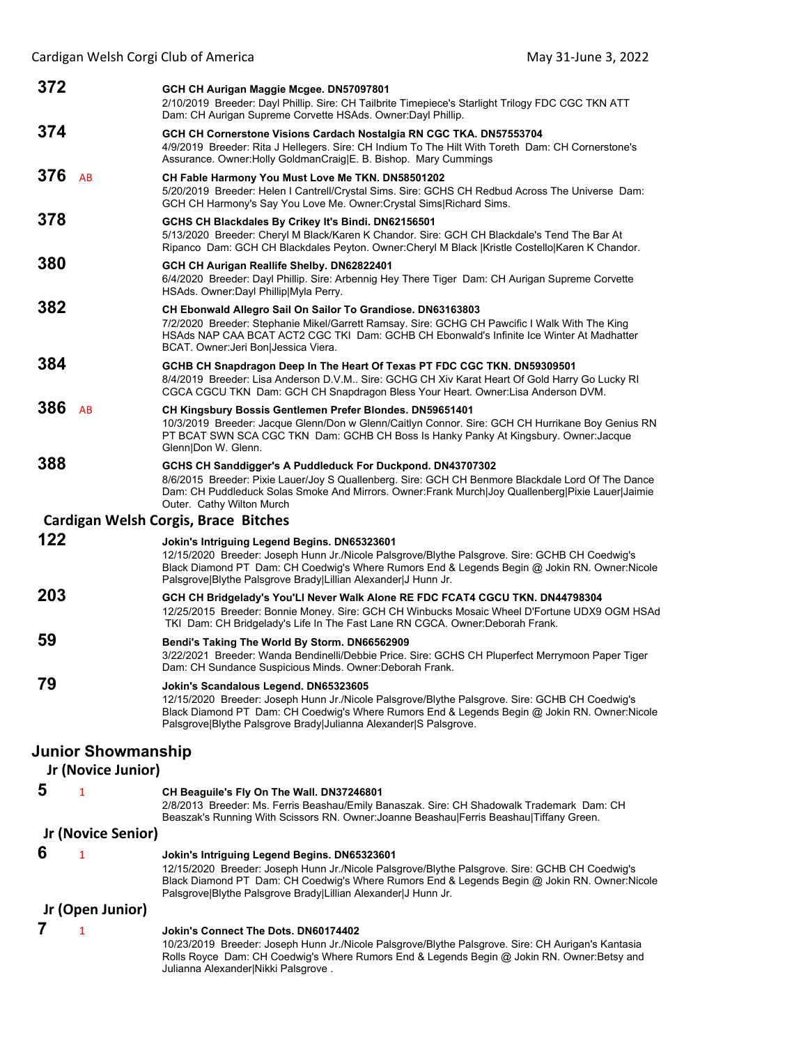**372** GCH CH Aurigan Maggie Mcgee. DN57097801
2/10/2019 Breeder: Dayl Phillip. Sire: CH Tailbrite Timepiece's Starlight Trilogy FDC CGC TKN ATT Dam: CH Aurigan Supreme Corvette HSAds. Owner:Dayl Phillip.

**374** GCH CH Cornerstone Visions Cardach Nostalgia RN CGC TKA. DN57553704
4/9/2019 Breeder: Rita J Hellegers. Sire: CH Indium To The Hilt With Toreth Dam: CH Cornerstone's Assurance. Owner:Holly GoldmanCraig|E. B. Bishop. Mary Cummings

**376** AB CH Fable Harmony You Must Love Me TKN. DN58501202
5/20/2019 Breeder: Helen I Cantrell/Crystal Sims. Sire: GCHS CH Redbud Across The Universe Dam: GCH CH Harmony's Say You Love Me. Owner:Crystal Sims|Richard Sims.

**378** GCHS CH Blackdales By Crikey It's Bindi. DN62156501
5/13/2020 Breeder: Cheryl M Black/Karen K Chandor. Sire: GCH CH Blackdale's Tend The Bar At Ripanco Dam: GCH CH Blackdales Peyton. Owner:Cheryl M Black |Kristle Costello|Karen K Chandor.

**380** GCH CH Aurigan Reallife Shelby. DN62822401
6/4/2020 Breeder: Dayl Phillip. Sire: Arbennig Hey There Tiger Dam: CH Aurigan Supreme Corvette HSAds. Owner:Dayl Phillip|Myla Perry.

**382** CH Ebonwald Allegro Sail On Sailor To Grandiose. DN63163803
7/2/2020 Breeder: Stephanie Mikel/Garrett Ramsay. Sire: GCHG CH Pawcific I Walk With The King HSAds NAP CAA BCAT ACT2 CGC TKI Dam: GCHB CH Ebonwald's Infinite Ice Winter At Madhatter BCAT. Owner:Jeri Bon|Jessica Viera.

**384** GCHB CH Snapdragon Deep In The Heart Of Texas PT FDC CGC TKN. DN59309501
8/4/2019 Breeder: Lisa Anderson D.V.M.. Sire: GCHG CH Xiv Karat Heart Of Gold Harry Go Lucky RI CGCA CGCU TKN Dam: GCH CH Snapdragon Bless Your Heart. Owner:Lisa Anderson DVM.

**386** AB CH Kingsbury Bossis Gentlemen Prefer Blondes. DN59651401
10/3/2019 Breeder: Jacque Glenn/Don w Glenn/Caitlyn Connor. Sire: GCH CH Hurrikane Boy Genius RN PT BCAT SWN SCA CGC TKN Dam: GCHB CH Boss Is Hanky Panky At Kingsbury. Owner:Jacque Glenn|Don W. Glenn.

**388** GCHS CH Sanddigger's A Puddleduck For Duckpond. DN43707302
8/6/2015 Breeder: Pixie Lauer/Joy S Quallenberg. Sire: GCH CH Benmore Blackdale Lord Of The Dance Dam: CH Puddleduck Solas Smoke And Mirrors. Owner:Frank Murch|Joy Quallenberg|Pixie Lauer|Jaimie Outer. Cathy Wilton Murch

### Cardigan Welsh Corgis, Brace Bitches

**122** Jokin's Intriguing Legend Begins. DN65323601
12/15/2020 Breeder: Joseph Hunn Jr./Nicole Palsgrove/Blythe Palsgrove. Sire: GCHB CH Coedwig's Black Diamond PT Dam: CH Coedwig's Where Rumors End & Legends Begin @ Jokin RN. Owner:Nicole Palsgrove|Blythe Palsgrove Brady|Lillian Alexander|J Hunn Jr.

**203** GCH CH Bridgelady's You'Ll Never Walk Alone RE FDC FCAT4 CGCU TKN. DN44798304
12/25/2015 Breeder: Bonnie Money. Sire: GCH CH Winbucks Mosaic Wheel D'Fortune UDX9 OGM HSAd TKI Dam: CH Bridgelady's Life In The Fast Lane RN CGCA. Owner:Deborah Frank.

**59** Bendi's Taking The World By Storm. DN66562909
3/22/2021 Breeder: Wanda Bendinelli/Debbie Price. Sire: GCHS CH Pluperfect Merrymoon Paper Tiger Dam: CH Sundance Suspicious Minds. Owner:Deborah Frank.

**79** Jokin's Scandalous Legend. DN65323605
12/15/2020 Breeder: Joseph Hunn Jr./Nicole Palsgrove/Blythe Palsgrove. Sire: GCHB CH Coedwig's Black Diamond PT Dam: CH Coedwig's Where Rumors End & Legends Begin @ Jokin RN. Owner:Nicole Palsgrove|Blythe Palsgrove Brady|Julianna Alexander|S Palsgrove.

## Junior Showmanship

### Jr (Novice Junior)

**5** 1 CH Beaguile's Fly On The Wall. DN37246801
2/8/2013 Breeder: Ms. Ferris Beashau/Emily Banaszak. Sire: CH Shadowalk Trademark Dam: CH Beaszak's Running With Scissors RN. Owner:Joanne Beashau|Ferris Beashau|Tiffany Green.

### Jr (Novice Senior)

**6** 1 Jokin's Intriguing Legend Begins. DN65323601
12/15/2020 Breeder: Joseph Hunn Jr./Nicole Palsgrove/Blythe Palsgrove. Sire: GCHB CH Coedwig's Black Diamond PT Dam: CH Coedwig's Where Rumors End & Legends Begin @ Jokin RN. Owner:Nicole Palsgrove|Blythe Palsgrove Brady|Lillian Alexander|J Hunn Jr.

### Jr (Open Junior)

**7** 1 Jokin's Connect The Dots. DN60174402
10/23/2019 Breeder: Joseph Hunn Jr./Nicole Palsgrove/Blythe Palsgrove. Sire: CH Aurigan's Kantasia Rolls Royce Dam: CH Coedwig's Where Rumors End & Legends Begin @ Jokin RN. Owner:Betsy and Julianna Alexander|Nikki Palsgrove .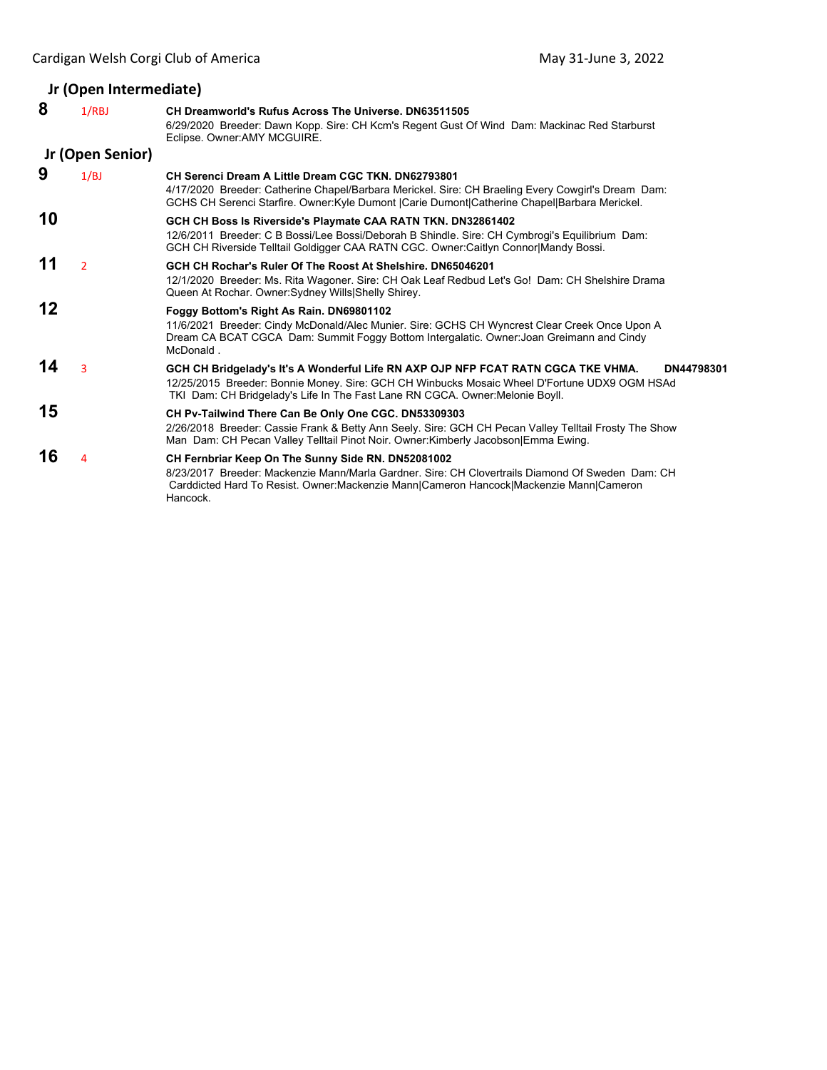## Jr (Open Intermediate)

**8** 1/RBJ **CH Dreamworld's Rufus Across The Universe. DN63511505**
6/29/2020 Breeder: Dawn Kopp. Sire: CH Kcm's Regent Gust Of Wind Dam: Mackinac Red Starburst Eclipse. Owner:AMY MCGUIRE.

## Jr (Open Senior)

**9** 1/BJ **CH Serenci Dream A Little Dream CGC TKN. DN62793801**
4/17/2020 Breeder: Catherine Chapel/Barbara Merickel. Sire: CH Braeling Every Cowgirl's Dream Dam: GCHS CH Serenci Starfire. Owner:Kyle Dumont |Carie Dumont|Catherine Chapel|Barbara Merickel.

**10** **GCH CH Boss Is Riverside's Playmate CAA RATN TKN. DN32861402**
12/6/2011 Breeder: C B Bossi/Lee Bossi/Deborah B Shindle. Sire: CH Cymbrogi's Equilibrium Dam: GCH CH Riverside Telltail Goldigger CAA RATN CGC. Owner:Caitlyn Connor|Mandy Bossi.

**11** 2 **GCH CH Rochar's Ruler Of The Roost At Shelshire. DN65046201**
12/1/2020 Breeder: Ms. Rita Wagoner. Sire: CH Oak Leaf Redbud Let's Go! Dam: CH Shelshire Drama Queen At Rochar. Owner:Sydney Wills|Shelly Shirey.

**12** **Foggy Bottom's Right As Rain. DN69801102**
11/6/2021 Breeder: Cindy McDonald/Alec Munier. Sire: GCHS CH Wyncrest Clear Creek Once Upon A Dream CA BCAT CGCA Dam: Summit Foggy Bottom Intergalatic. Owner:Joan Greimann and Cindy McDonald .

**14** 3 **GCH CH Bridgelady's It's A Wonderful Life RN AXP OJP NFP FCAT RATN CGCA TKE VHMA. DN44798301**
12/25/2015 Breeder: Bonnie Money. Sire: GCH CH Winbucks Mosaic Wheel D'Fortune UDX9 OGM HSAd TKI Dam: CH Bridgelady's Life In The Fast Lane RN CGCA. Owner:Melonie Boyll.

**15** **CH Pv-Tailwind There Can Be Only One CGC. DN53309303**
2/26/2018 Breeder: Cassie Frank & Betty Ann Seely. Sire: GCH CH Pecan Valley Telltail Frosty The Show Man Dam: CH Pecan Valley Telltail Pinot Noir. Owner:Kimberly Jacobson|Emma Ewing.

**16** 4 **CH Fernbriar Keep On The Sunny Side RN. DN52081002**
8/23/2017 Breeder: Mackenzie Mann/Marla Gardner. Sire: CH Clovertrails Diamond Of Sweden Dam: CH Carddicted Hard To Resist. Owner:Mackenzie Mann|Cameron Hancock|Mackenzie Mann|Cameron Hancock.